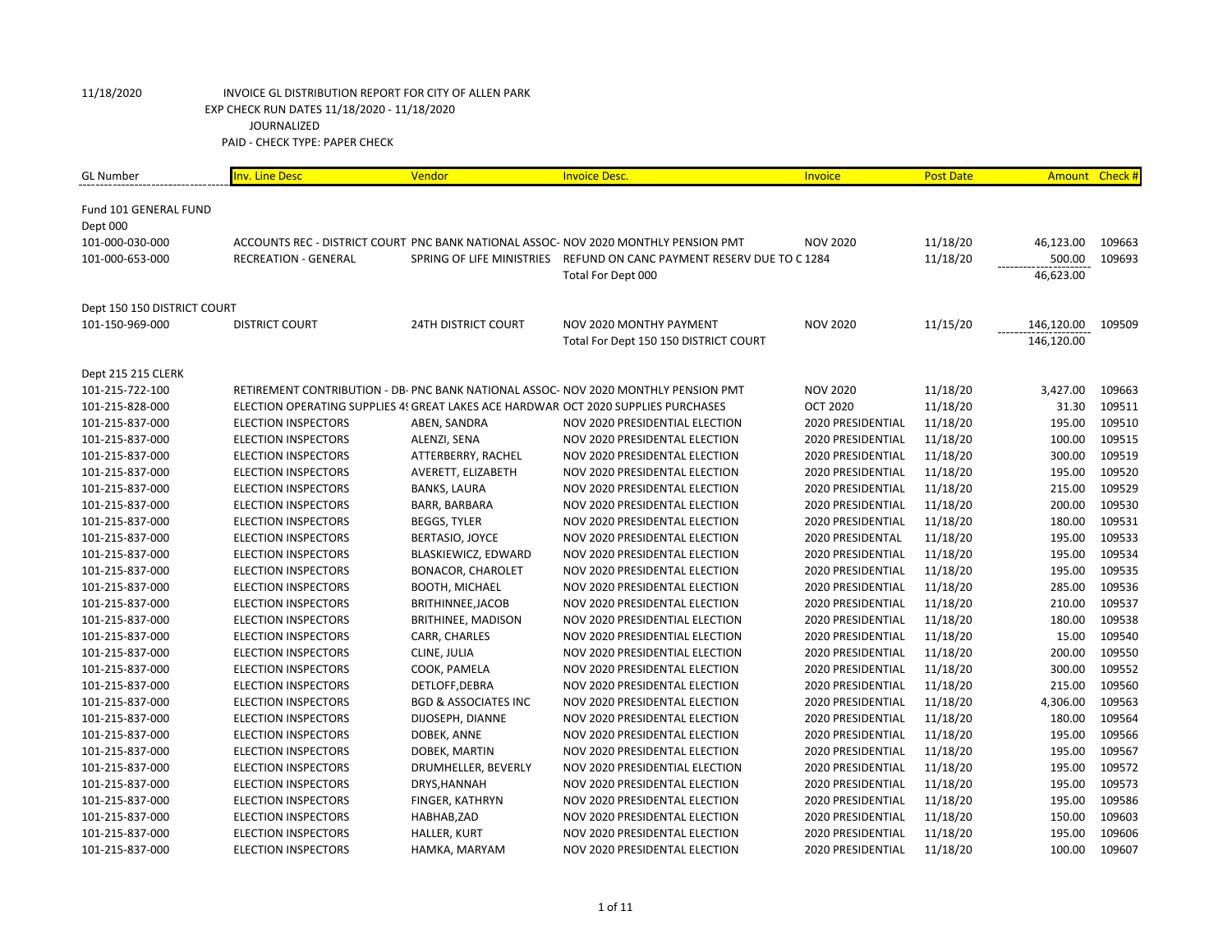11/18/2020 INVOICE GL DISTRIBUTION REPORT FOR CITY OF ALLEN PARK
EXP CHECK RUN DATES 11/18/2020 - 11/18/2020
JOURNALIZED
PAID - CHECK TYPE: PAPER CHECK

| GL Number | Inv. Line Desc | Vendor | Invoice Desc. | Invoice | Post Date | Amount | Check # |
|---|---|---|---|---|---|---|---|
| Fund 101 GENERAL FUND | | | | | | | |
| Dept 000 | | | | | | | |
| 101-000-030-000 | ACCOUNTS REC - DISTRICT COURT | PNC BANK NATIONAL ASSOC- | NOV 2020 MONTHLY PENSION PMT | NOV 2020 | 11/18/20 | 46,123.00 | 109663 |
| 101-000-653-000 | RECREATION - GENERAL | SPRING OF LIFE MINISTRIES | REFUND ON CANC PAYMENT RESERV DUE TO C | 1284 | 11/18/20 | 500.00 | 109693 |
| | | | Total For Dept 000 | | | 46,623.00 | |
| Dept 150 150 DISTRICT COURT | | | | | | | |
| 101-150-969-000 | DISTRICT COURT | 24TH DISTRICT COURT | NOV 2020 MONTHY PAYMENT | NOV 2020 | 11/15/20 | 146,120.00 | 109509 |
| | | | Total For Dept 150 150 DISTRICT COURT | | | 146,120.00 | |
| Dept 215 215 CLERK | | | | | | | |
| 101-215-722-100 | RETIREMENT CONTRIBUTION - DB- | PNC BANK NATIONAL ASSOC- | NOV 2020 MONTHLY PENSION PMT | NOV 2020 | 11/18/20 | 3,427.00 | 109663 |
| 101-215-828-000 | ELECTION OPERATING SUPPLIES 4! | GREAT LAKES ACE HARDWAR | OCT 2020 SUPPLIES PURCHASES | OCT 2020 | 11/18/20 | 31.30 | 109511 |
| 101-215-837-000 | ELECTION INSPECTORS | ABEN, SANDRA | NOV 2020 PRESIDENTAL ELECTION | 2020 PRESIDENTIAL | 11/18/20 | 195.00 | 109510 |
| 101-215-837-000 | ELECTION INSPECTORS | ALENZI, SENA | NOV 2020 PRESIDENTAL ELECTION | 2020 PRESIDENTIAL | 11/18/20 | 100.00 | 109515 |
| 101-215-837-000 | ELECTION INSPECTORS | ATTERBERRY, RACHEL | NOV 2020 PRESIDENTAL ELECTION | 2020 PRESIDENTIAL | 11/18/20 | 300.00 | 109519 |
| 101-215-837-000 | ELECTION INSPECTORS | AVERETT, ELIZABETH | NOV 2020 PRESIDENTAL ELECTION | 2020 PRESIDENTIAL | 11/18/20 | 195.00 | 109520 |
| 101-215-837-000 | ELECTION INSPECTORS | BANKS, LAURA | NOV 2020 PRESIDENTAL ELECTION | 2020 PRESIDENTIAL | 11/18/20 | 215.00 | 109529 |
| 101-215-837-000 | ELECTION INSPECTORS | BARR, BARBARA | NOV 2020 PRESIDENTAL ELECTION | 2020 PRESIDENTIAL | 11/18/20 | 200.00 | 109530 |
| 101-215-837-000 | ELECTION INSPECTORS | BEGGS, TYLER | NOV 2020 PRESIDENTAL ELECTION | 2020 PRESIDENTIAL | 11/18/20 | 180.00 | 109531 |
| 101-215-837-000 | ELECTION INSPECTORS | BERTASIO, JOYCE | NOV 2020 PRESIDENTAL ELECTION | 2020 PRESIDENTAL | 11/18/20 | 195.00 | 109533 |
| 101-215-837-000 | ELECTION INSPECTORS | BLASKIEWICZ, EDWARD | NOV 2020 PRESIDENTAL ELECTION | 2020 PRESIDENTIAL | 11/18/20 | 195.00 | 109534 |
| 101-215-837-000 | ELECTION INSPECTORS | BONACOR, CHAROLET | NOV 2020 PRESIDENTAL ELECTION | 2020 PRESIDENTIAL | 11/18/20 | 195.00 | 109535 |
| 101-215-837-000 | ELECTION INSPECTORS | BOOTH, MICHAEL | NOV 2020 PRESIDENTAL ELECTION | 2020 PRESIDENTIAL | 11/18/20 | 285.00 | 109536 |
| 101-215-837-000 | ELECTION INSPECTORS | BRITHINNEE,JACOB | NOV 2020 PRESIDENTAL ELECTION | 2020 PRESIDENTIAL | 11/18/20 | 210.00 | 109537 |
| 101-215-837-000 | ELECTION INSPECTORS | BRITHINEE, MADISON | NOV 2020 PRESIDENTIAL ELECTION | 2020 PRESIDENTIAL | 11/18/20 | 180.00 | 109538 |
| 101-215-837-000 | ELECTION INSPECTORS | CARR, CHARLES | NOV 2020 PRESIDENTIAL ELECTION | 2020 PRESIDENTIAL | 11/18/20 | 15.00 | 109540 |
| 101-215-837-000 | ELECTION INSPECTORS | CLINE, JULIA | NOV 2020 PRESIDENTIAL ELECTION | 2020 PRESIDENTIAL | 11/18/20 | 200.00 | 109550 |
| 101-215-837-000 | ELECTION INSPECTORS | COOK, PAMELA | NOV 2020 PRESIDENTAL ELECTION | 2020 PRESIDENTIAL | 11/18/20 | 300.00 | 109552 |
| 101-215-837-000 | ELECTION INSPECTORS | DETLOFF,DEBRA | NOV 2020 PRESIDENTAL ELECTION | 2020 PRESIDENTIAL | 11/18/20 | 215.00 | 109560 |
| 101-215-837-000 | ELECTION INSPECTORS | BGD & ASSOCIATES INC | NOV 2020 PRESIDENTAL ELECTION | 2020 PRESIDENTIAL | 11/18/20 | 4,306.00 | 109563 |
| 101-215-837-000 | ELECTION INSPECTORS | DIJOSEPH, DIANNE | NOV 2020 PRESIDENTAL ELECTION | 2020 PRESIDENTIAL | 11/18/20 | 180.00 | 109564 |
| 101-215-837-000 | ELECTION INSPECTORS | DOBEK, ANNE | NOV 2020 PRESIDENTAL ELECTION | 2020 PRESIDENTIAL | 11/18/20 | 195.00 | 109566 |
| 101-215-837-000 | ELECTION INSPECTORS | DOBEK, MARTIN | NOV 2020 PRESIDENTAL ELECTION | 2020 PRESIDENTIAL | 11/18/20 | 195.00 | 109567 |
| 101-215-837-000 | ELECTION INSPECTORS | DRUMHELLER, BEVERLY | NOV 2020 PRESIDENTIAL ELECTION | 2020 PRESIDENTIAL | 11/18/20 | 195.00 | 109572 |
| 101-215-837-000 | ELECTION INSPECTORS | DRYS,HANNAH | NOV 2020 PRESIDENTAL ELECTION | 2020 PRESIDENTIAL | 11/18/20 | 195.00 | 109573 |
| 101-215-837-000 | ELECTION INSPECTORS | FINGER, KATHRYN | NOV 2020 PRESIDENTAL ELECTION | 2020 PRESIDENTIAL | 11/18/20 | 195.00 | 109586 |
| 101-215-837-000 | ELECTION INSPECTORS | HABHAB,ZAD | NOV 2020 PRESIDENTAL ELECTION | 2020 PRESIDENTIAL | 11/18/20 | 150.00 | 109603 |
| 101-215-837-000 | ELECTION INSPECTORS | HALLER, KURT | NOV 2020 PRESIDENTAL ELECTION | 2020 PRESIDENTIAL | 11/18/20 | 195.00 | 109606 |
| 101-215-837-000 | ELECTION INSPECTORS | HAMKA, MARYAM | NOV 2020 PRESIDENTAL ELECTION | 2020 PRESIDENTIAL | 11/18/20 | 100.00 | 109607 |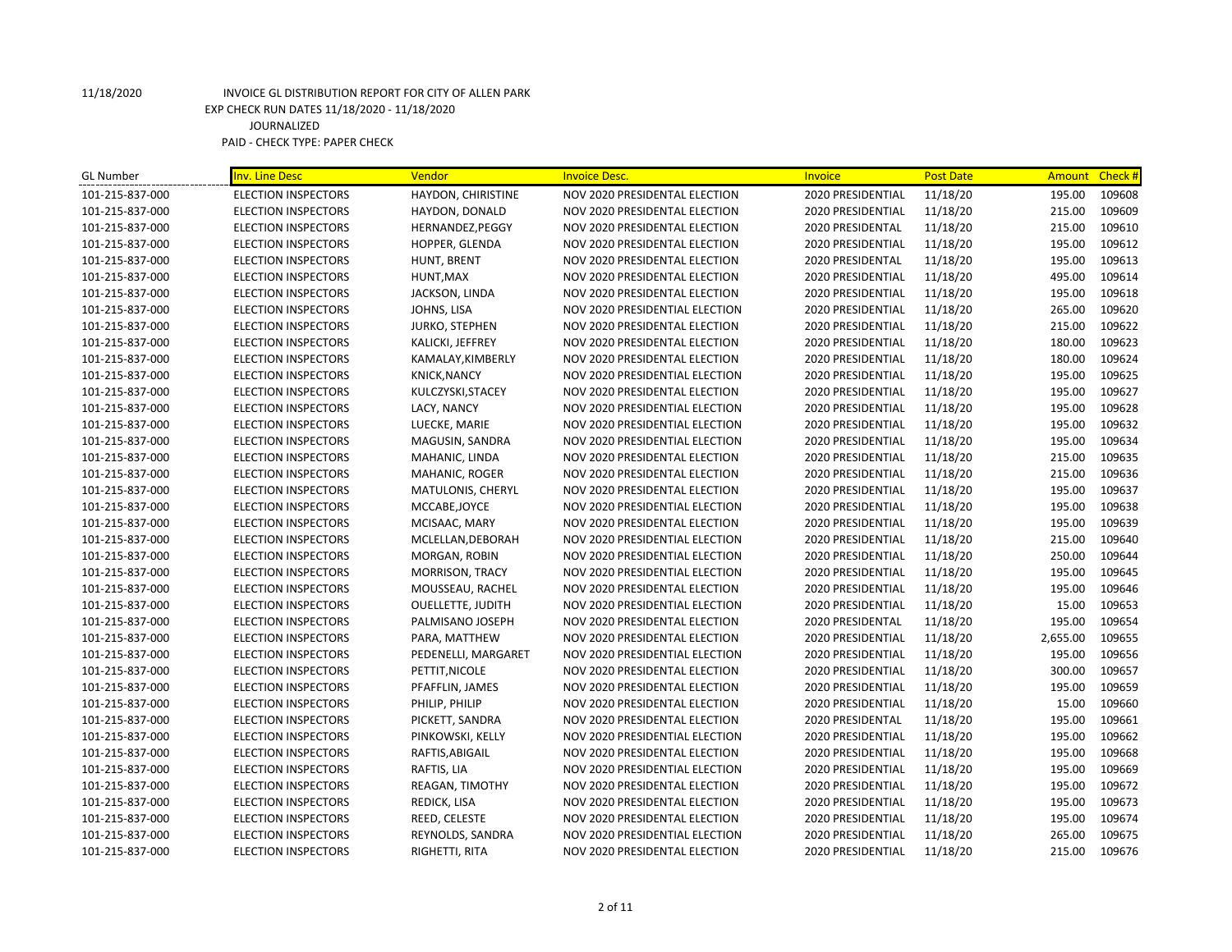11/18/2020

INVOICE GL DISTRIBUTION REPORT FOR CITY OF ALLEN PARK
EXP CHECK RUN DATES 11/18/2020 - 11/18/2020
JOURNALIZED
PAID - CHECK TYPE: PAPER CHECK

| GL Number | Inv. Line Desc | Vendor | Invoice Desc. | Invoice | Post Date | Amount | Check # |
|---|---|---|---|---|---|---|---|
| 101-215-837-000 | ELECTION INSPECTORS | HAYDON, CHIRISTINE | NOV 2020 PRESIDENTAL ELECTION | 2020 PRESIDENTIAL | 11/18/20 | 195.00 | 109608 |
| 101-215-837-000 | ELECTION INSPECTORS | HAYDON, DONALD | NOV 2020 PRESIDENTAL ELECTION | 2020 PRESIDENTIAL | 11/18/20 | 215.00 | 109609 |
| 101-215-837-000 | ELECTION INSPECTORS | HERNANDEZ,PEGGY | NOV 2020 PRESIDENTAL ELECTION | 2020 PRESIDENTAL | 11/18/20 | 215.00 | 109610 |
| 101-215-837-000 | ELECTION INSPECTORS | HOPPER, GLENDA | NOV 2020 PRESIDENTAL ELECTION | 2020 PRESIDENTIAL | 11/18/20 | 195.00 | 109612 |
| 101-215-837-000 | ELECTION INSPECTORS | HUNT, BRENT | NOV 2020 PRESIDENTAL ELECTION | 2020 PRESIDENTAL | 11/18/20 | 195.00 | 109613 |
| 101-215-837-000 | ELECTION INSPECTORS | HUNT,MAX | NOV 2020 PRESIDENTAL ELECTION | 2020 PRESIDENTIAL | 11/18/20 | 495.00 | 109614 |
| 101-215-837-000 | ELECTION INSPECTORS | JACKSON, LINDA | NOV 2020 PRESIDENTAL ELECTION | 2020 PRESIDENTIAL | 11/18/20 | 195.00 | 109618 |
| 101-215-837-000 | ELECTION INSPECTORS | JOHNS, LISA | NOV 2020 PRESIDENTIAL ELECTION | 2020 PRESIDENTIAL | 11/18/20 | 265.00 | 109620 |
| 101-215-837-000 | ELECTION INSPECTORS | JURKO, STEPHEN | NOV 2020 PRESIDENTAL ELECTION | 2020 PRESIDENTIAL | 11/18/20 | 215.00 | 109622 |
| 101-215-837-000 | ELECTION INSPECTORS | KALICKI, JEFFREY | NOV 2020 PRESIDENTAL ELECTION | 2020 PRESIDENTIAL | 11/18/20 | 180.00 | 109623 |
| 101-215-837-000 | ELECTION INSPECTORS | KAMALAY,KIMBERLY | NOV 2020 PRESIDENTAL ELECTION | 2020 PRESIDENTIAL | 11/18/20 | 180.00 | 109624 |
| 101-215-837-000 | ELECTION INSPECTORS | KNICK,NANCY | NOV 2020 PRESIDENTIAL ELECTION | 2020 PRESIDENTIAL | 11/18/20 | 195.00 | 109625 |
| 101-215-837-000 | ELECTION INSPECTORS | KULCZYSKI,STACEY | NOV 2020 PRESIDENTAL ELECTION | 2020 PRESIDENTIAL | 11/18/20 | 195.00 | 109627 |
| 101-215-837-000 | ELECTION INSPECTORS | LACY, NANCY | NOV 2020 PRESIDENTIAL ELECTION | 2020 PRESIDENTIAL | 11/18/20 | 195.00 | 109628 |
| 101-215-837-000 | ELECTION INSPECTORS | LUECKE, MARIE | NOV 2020 PRESIDENTIAL ELECTION | 2020 PRESIDENTIAL | 11/18/20 | 195.00 | 109632 |
| 101-215-837-000 | ELECTION INSPECTORS | MAGUSIN, SANDRA | NOV 2020 PRESIDENTIAL ELECTION | 2020 PRESIDENTIAL | 11/18/20 | 195.00 | 109634 |
| 101-215-837-000 | ELECTION INSPECTORS | MAHANIC, LINDA | NOV 2020 PRESIDENTAL ELECTION | 2020 PRESIDENTIAL | 11/18/20 | 215.00 | 109635 |
| 101-215-837-000 | ELECTION INSPECTORS | MAHANIC, ROGER | NOV 2020 PRESIDENTAL ELECTION | 2020 PRESIDENTIAL | 11/18/20 | 215.00 | 109636 |
| 101-215-837-000 | ELECTION INSPECTORS | MATULONIS, CHERYL | NOV 2020 PRESIDENTAL ELECTION | 2020 PRESIDENTIAL | 11/18/20 | 195.00 | 109637 |
| 101-215-837-000 | ELECTION INSPECTORS | MCCABE,JOYCE | NOV 2020 PRESIDENTIAL ELECTION | 2020 PRESIDENTIAL | 11/18/20 | 195.00 | 109638 |
| 101-215-837-000 | ELECTION INSPECTORS | MCISAAC, MARY | NOV 2020 PRESIDENTAL ELECTION | 2020 PRESIDENTIAL | 11/18/20 | 195.00 | 109639 |
| 101-215-837-000 | ELECTION INSPECTORS | MCLELLAN,DEBORAH | NOV 2020 PRESIDENTIAL ELECTION | 2020 PRESIDENTIAL | 11/18/20 | 215.00 | 109640 |
| 101-215-837-000 | ELECTION INSPECTORS | MORGAN, ROBIN | NOV 2020 PRESIDENTIAL ELECTION | 2020 PRESIDENTIAL | 11/18/20 | 250.00 | 109644 |
| 101-215-837-000 | ELECTION INSPECTORS | MORRISON, TRACY | NOV 2020 PRESIDENTIAL ELECTION | 2020 PRESIDENTIAL | 11/18/20 | 195.00 | 109645 |
| 101-215-837-000 | ELECTION INSPECTORS | MOUSSEAU, RACHEL | NOV 2020 PRESIDENTAL ELECTION | 2020 PRESIDENTIAL | 11/18/20 | 195.00 | 109646 |
| 101-215-837-000 | ELECTION INSPECTORS | OUELLETTE, JUDITH | NOV 2020 PRESIDENTIAL ELECTION | 2020 PRESIDENTIAL | 11/18/20 | 15.00 | 109653 |
| 101-215-837-000 | ELECTION INSPECTORS | PALMISANO JOSEPH | NOV 2020 PRESIDENTAL ELECTION | 2020 PRESIDENTAL | 11/18/20 | 195.00 | 109654 |
| 101-215-837-000 | ELECTION INSPECTORS | PARA, MATTHEW | NOV 2020 PRESIDENTAL ELECTION | 2020 PRESIDENTIAL | 11/18/20 | 2,655.00 | 109655 |
| 101-215-837-000 | ELECTION INSPECTORS | PEDENELLI, MARGARET | NOV 2020 PRESIDENTIAL ELECTION | 2020 PRESIDENTIAL | 11/18/20 | 195.00 | 109656 |
| 101-215-837-000 | ELECTION INSPECTORS | PETTIT,NICOLE | NOV 2020 PRESIDENTAL ELECTION | 2020 PRESIDENTIAL | 11/18/20 | 300.00 | 109657 |
| 101-215-837-000 | ELECTION INSPECTORS | PFAFFLIN, JAMES | NOV 2020 PRESIDENTAL ELECTION | 2020 PRESIDENTIAL | 11/18/20 | 195.00 | 109659 |
| 101-215-837-000 | ELECTION INSPECTORS | PHILIP, PHILIP | NOV 2020 PRESIDENTAL ELECTION | 2020 PRESIDENTIAL | 11/18/20 | 15.00 | 109660 |
| 101-215-837-000 | ELECTION INSPECTORS | PICKETT, SANDRA | NOV 2020 PRESIDENTAL ELECTION | 2020 PRESIDENTAL | 11/18/20 | 195.00 | 109661 |
| 101-215-837-000 | ELECTION INSPECTORS | PINKOWSKI, KELLY | NOV 2020 PRESIDENTIAL ELECTION | 2020 PRESIDENTIAL | 11/18/20 | 195.00 | 109662 |
| 101-215-837-000 | ELECTION INSPECTORS | RAFTIS,ABIGAIL | NOV 2020 PRESIDENTAL ELECTION | 2020 PRESIDENTIAL | 11/18/20 | 195.00 | 109668 |
| 101-215-837-000 | ELECTION INSPECTORS | RAFTIS, LIA | NOV 2020 PRESIDENTIAL ELECTION | 2020 PRESIDENTIAL | 11/18/20 | 195.00 | 109669 |
| 101-215-837-000 | ELECTION INSPECTORS | REAGAN, TIMOTHY | NOV 2020 PRESIDENTAL ELECTION | 2020 PRESIDENTIAL | 11/18/20 | 195.00 | 109672 |
| 101-215-837-000 | ELECTION INSPECTORS | REDICK, LISA | NOV 2020 PRESIDENTAL ELECTION | 2020 PRESIDENTIAL | 11/18/20 | 195.00 | 109673 |
| 101-215-837-000 | ELECTION INSPECTORS | REED, CELESTE | NOV 2020 PRESIDENTAL ELECTION | 2020 PRESIDENTIAL | 11/18/20 | 195.00 | 109674 |
| 101-215-837-000 | ELECTION INSPECTORS | REYNOLDS, SANDRA | NOV 2020 PRESIDENTIAL ELECTION | 2020 PRESIDENTIAL | 11/18/20 | 265.00 | 109675 |
| 101-215-837-000 | ELECTION INSPECTORS | RIGHETTI, RITA | NOV 2020 PRESIDENTAL ELECTION | 2020 PRESIDENTIAL | 11/18/20 | 215.00 | 109676 |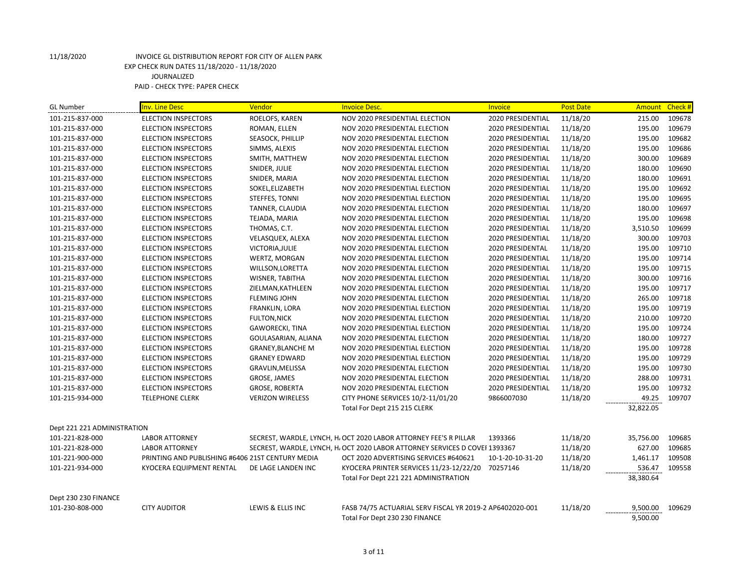11/18/2020 INVOICE GL DISTRIBUTION REPORT FOR CITY OF ALLEN PARK

EXP CHECK RUN DATES 11/18/2020 - 11/18/2020

JOURNALIZED

PAID - CHECK TYPE: PAPER CHECK

| GL Number | Inv. Line Desc | Vendor | Invoice Desc. | Invoice | Post Date | Amount | Check # |
|---|---|---|---|---|---|---|---|
| 101-215-837-000 | ELECTION INSPECTORS | ROELOFS, KAREN | NOV 2020 PRESIDENTIAL ELECTION | 2020 PRESIDENTIAL | 11/18/20 | 215.00 | 109678 |
| 101-215-837-000 | ELECTION INSPECTORS | ROMAN, ELLEN | NOV 2020 PRESIDENTIAL ELECTION | 2020 PRESIDENTIAL | 11/18/20 | 195.00 | 109679 |
| 101-215-837-000 | ELECTION INSPECTORS | SEASOCK, PHILLIP | NOV 2020 PRESIDENTIAL ELECTION | 2020 PRESIDENTIAL | 11/18/20 | 195.00 | 109682 |
| 101-215-837-000 | ELECTION INSPECTORS | SIMMS, ALEXIS | NOV 2020 PRESIDENTIAL ELECTION | 2020 PRESIDENTIAL | 11/18/20 | 195.00 | 109686 |
| 101-215-837-000 | ELECTION INSPECTORS | SMITH, MATTHEW | NOV 2020 PRESIDENTIAL ELECTION | 2020 PRESIDENTIAL | 11/18/20 | 300.00 | 109689 |
| 101-215-837-000 | ELECTION INSPECTORS | SNIDER, JULIE | NOV 2020 PRESIDENTIAL ELECTION | 2020 PRESIDENTIAL | 11/18/20 | 180.00 | 109690 |
| 101-215-837-000 | ELECTION INSPECTORS | SNIDER, MARIA | NOV 2020 PRESIDENTIAL ELECTION | 2020 PRESIDENTIAL | 11/18/20 | 180.00 | 109691 |
| 101-215-837-000 | ELECTION INSPECTORS | SOKEL,ELIZABETH | NOV 2020 PRESIDENTIAL ELECTION | 2020 PRESIDENTIAL | 11/18/20 | 195.00 | 109692 |
| 101-215-837-000 | ELECTION INSPECTORS | STEFFES, TONNI | NOV 2020 PRESIDENTIAL ELECTION | 2020 PRESIDENTIAL | 11/18/20 | 195.00 | 109695 |
| 101-215-837-000 | ELECTION INSPECTORS | TANNER, CLAUDIA | NOV 2020 PRESIDENTIAL ELECTION | 2020 PRESIDENTIAL | 11/18/20 | 180.00 | 109697 |
| 101-215-837-000 | ELECTION INSPECTORS | TEJADA, MARIA | NOV 2020 PRESIDENTIAL ELECTION | 2020 PRESIDENTIAL | 11/18/20 | 195.00 | 109698 |
| 101-215-837-000 | ELECTION INSPECTORS | THOMAS, C.T. | NOV 2020 PRESIDENTIAL ELECTION | 2020 PRESIDENTIAL | 11/18/20 | 3,510.50 | 109699 |
| 101-215-837-000 | ELECTION INSPECTORS | VELASQUEX, ALEXA | NOV 2020 PRESIDENTIAL ELECTION | 2020 PRESIDENTIAL | 11/18/20 | 300.00 | 109703 |
| 101-215-837-000 | ELECTION INSPECTORS | VICTORIA,JULIE | NOV 2020 PRESIDENTIAL ELECTION | 2020 PRESIDENTAL | 11/18/20 | 195.00 | 109710 |
| 101-215-837-000 | ELECTION INSPECTORS | WERTZ, MORGAN | NOV 2020 PRESIDENTIAL ELECTION | 2020 PRESIDENTIAL | 11/18/20 | 195.00 | 109714 |
| 101-215-837-000 | ELECTION INSPECTORS | WILLSON,LORETTA | NOV 2020 PRESIDENTIAL ELECTION | 2020 PRESIDENTIAL | 11/18/20 | 195.00 | 109715 |
| 101-215-837-000 | ELECTION INSPECTORS | WISNER, TABITHA | NOV 2020 PRESIDENTIAL ELECTION | 2020 PRESIDENTIAL | 11/18/20 | 300.00 | 109716 |
| 101-215-837-000 | ELECTION INSPECTORS | ZIELMAN,KATHLEEN | NOV 2020 PRESIDENTIAL ELECTION | 2020 PRESIDENTIAL | 11/18/20 | 195.00 | 109717 |
| 101-215-837-000 | ELECTION INSPECTORS | FLEMING JOHN | NOV 2020 PRESIDENTIAL ELECTION | 2020 PRESIDENTIAL | 11/18/20 | 265.00 | 109718 |
| 101-215-837-000 | ELECTION INSPECTORS | FRANKLIN, LORA | NOV 2020 PRESIDENTIAL ELECTION | 2020 PRESIDENTIAL | 11/18/20 | 195.00 | 109719 |
| 101-215-837-000 | ELECTION INSPECTORS | FULTON,NICK | NOV 2020 PRESIDENTIAL ELECTION | 2020 PRESIDENTIAL | 11/18/20 | 210.00 | 109720 |
| 101-215-837-000 | ELECTION INSPECTORS | GAWORECKI, TINA | NOV 2020 PRESIDENTIAL ELECTION | 2020 PRESIDENTIAL | 11/18/20 | 195.00 | 109724 |
| 101-215-837-000 | ELECTION INSPECTORS | GOULASARIAN, ALIANA | NOV 2020 PRESIDENTIAL ELECTION | 2020 PRESIDENTIAL | 11/18/20 | 180.00 | 109727 |
| 101-215-837-000 | ELECTION INSPECTORS | GRANEY,BLANCHE M | NOV 2020 PRESIDENTIAL ELECTION | 2020 PRESIDENTIAL | 11/18/20 | 195.00 | 109728 |
| 101-215-837-000 | ELECTION INSPECTORS | GRANEY EDWARD | NOV 2020 PRESIDENTIAL ELECTION | 2020 PRESIDENTIAL | 11/18/20 | 195.00 | 109729 |
| 101-215-837-000 | ELECTION INSPECTORS | GRAVLIN,MELISSA | NOV 2020 PRESIDENTIAL ELECTION | 2020 PRESIDENTIAL | 11/18/20 | 195.00 | 109730 |
| 101-215-837-000 | ELECTION INSPECTORS | GROSE, JAMES | NOV 2020 PRESIDENTIAL ELECTION | 2020 PRESIDENTIAL | 11/18/20 | 288.00 | 109731 |
| 101-215-837-000 | ELECTION INSPECTORS | GROSE, ROBERTA | NOV 2020 PRESIDENTIAL ELECTION | 2020 PRESIDENTIAL | 11/18/20 | 195.00 | 109732 |
| 101-215-934-000 | TELEPHONE CLERK | VERIZON WIRELESS | CITY PHONE SERVICES 10/2-11/01/20 | 9866007030 | 11/18/20 | 49.25 | 109707 |
| | | | Total For Dept 215 215 CLERK | | | 32,822.05 | |
| Dept 221 221 ADMINISTRATION | | | | | | | |
| 101-221-828-000 | LABOR ATTORNEY | SECREST, WARDLE, LYNCH, H. | OCT 2020 LABOR ATTORNEY FEE'S R PILLAR | 1393366 | 11/18/20 | 35,756.00 | 109685 |
| 101-221-828-000 | LABOR ATTORNEY | SECREST, WARDLE, LYNCH, H. | OCT 2020 LABOR ATTORNEY SERVICES D COVEI | 1393367 | 11/18/20 | 627.00 | 109685 |
| 101-221-900-000 | PRINTING AND PUBLISHING #6406 | 21ST CENTURY MEDIA | OCT 2020 ADVERTISING SERVICES #640621 | 10-1-20-10-31-20 | 11/18/20 | 1,461.17 | 109508 |
| 101-221-934-000 | KYOCERA EQUIPMENT RENTAL | DE LAGE LANDEN INC | KYOCERA PRINTER SERVICES 11/23-12/22/20 | 70257146 | 11/18/20 | 536.47 | 109558 |
| | | | Total For Dept 221 221 ADMINISTRATION | | | 38,380.64 | |
| Dept 230 230 FINANCE | | | | | | | |
| 101-230-808-000 | CITY AUDITOR | LEWIS & ELLIS INC | FASB 74/75 ACTUARIAL SERV FISCAL YR 2019-2 | AP6402020-001 | 11/18/20 | 9,500.00 | 109629 |
| | | | Total For Dept 230 230 FINANCE | | | 9,500.00 | |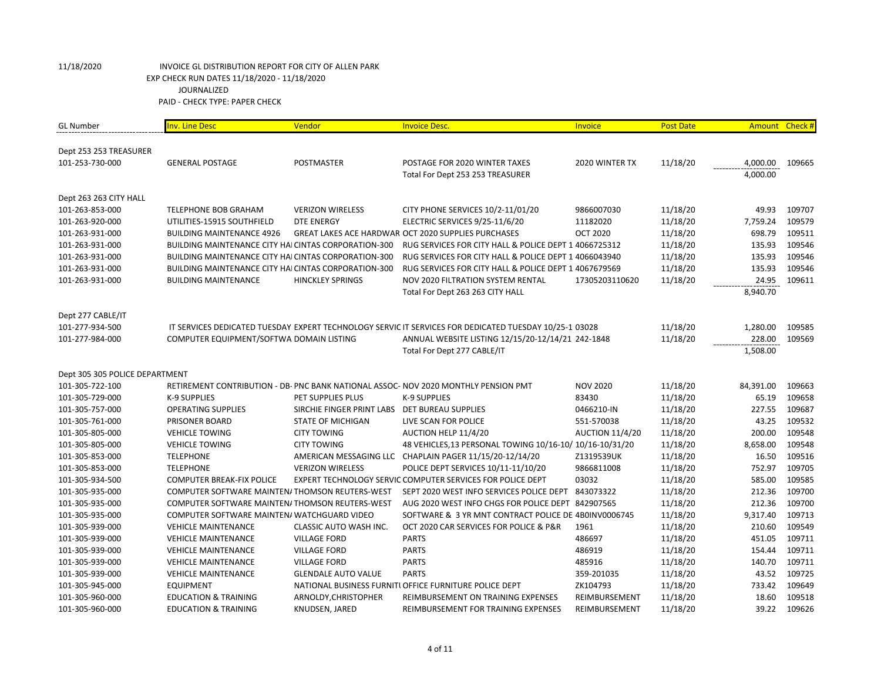11/18/2020 INVOICE GL DISTRIBUTION REPORT FOR CITY OF ALLEN PARK
EXP CHECK RUN DATES 11/18/2020 - 11/18/2020
JOURNALIZED
PAID - CHECK TYPE: PAPER CHECK

| GL Number | Inv. Line Desc | Vendor | Invoice Desc. | Invoice | Post Date | Amount | Check # |
|---|---|---|---|---|---|---|---|
| Dept 253 253 TREASURER | | | | | | | |
| 101-253-730-000 | GENERAL POSTAGE | POSTMASTER | POSTAGE FOR 2020 WINTER TAXES | 2020 WINTER TX | 11/18/20 | 4,000.00 | 109665 |
| | | | Total For Dept 253 253 TREASURER | | | 4,000.00 | |
| Dept 263 263 CITY HALL | | | | | | | |
| 101-263-853-000 | TELEPHONE BOB GRAHAM | VERIZON WIRELESS | CITY PHONE SERVICES 10/2-11/01/20 | 9866007030 | 11/18/20 | 49.93 | 109707 |
| 101-263-920-000 | UTILITIES-15915 SOUTHFIELD | DTE ENERGY | ELECTRIC SERVICES 9/25-11/6/20 | 11182020 | 11/18/20 | 7,759.24 | 109579 |
| 101-263-931-000 | BUILDING MAINTENANCE 4926 | GREAT LAKES ACE HARDWAR | OCT 2020 SUPPLIES PURCHASES | OCT 2020 | 11/18/20 | 698.79 | 109511 |
| 101-263-931-000 | BUILDING MAINTENANCE CITY HAI | CINTAS CORPORATION-300 | RUG SERVICES FOR CITY HALL & POLICE DEPT 1 | 4066725312 | 11/18/20 | 135.93 | 109546 |
| 101-263-931-000 | BUILDING MAINTENANCE CITY HAI | CINTAS CORPORATION-300 | RUG SERVICES FOR CITY HALL & POLICE DEPT 1 | 4066043940 | 11/18/20 | 135.93 | 109546 |
| 101-263-931-000 | BUILDING MAINTENANCE CITY HAI | CINTAS CORPORATION-300 | RUG SERVICES FOR CITY HALL & POLICE DEPT 1 | 4067679569 | 11/18/20 | 135.93 | 109546 |
| 101-263-931-000 | BUILDING MAINTENANCE | HINCKLEY SPRINGS | NOV 2020 FILTRATION SYSTEM RENTAL | 17305203110620 | 11/18/20 | 24.95 | 109611 |
| | | | Total For Dept 263 263 CITY HALL | | | 8,940.70 | |
| Dept 277 CABLE/IT | | | | | | | |
| 101-277-934-500 | IT SERVICES DEDICATED TUESDAY | EXPERT TECHNOLOGY SERVIC | IT SERVICES FOR DEDICATED TUESDAY 10/25-1 | 03028 | 11/18/20 | 1,280.00 | 109585 |
| 101-277-984-000 | COMPUTER EQUIPMENT/SOFTWA | DOMAIN LISTING | ANNUAL WEBSITE LISTING 12/15/20-12/14/21 | 242-1848 | 11/18/20 | 228.00 | 109569 |
| | | | Total For Dept 277 CABLE/IT | | | 1,508.00 | |
| Dept 305 305 POLICE DEPARTMENT | | | | | | | |
| 101-305-722-100 | RETIREMENT CONTRIBUTION - DB- | PNC BANK NATIONAL ASSOC- | NOV 2020 MONTHLY PENSION PMT | NOV 2020 | 11/18/20 | 84,391.00 | 109663 |
| 101-305-729-000 | K-9 SUPPLIES | PET SUPPLIES PLUS | K-9 SUPPLIES | 83430 | 11/18/20 | 65.19 | 109658 |
| 101-305-757-000 | OPERATING SUPPLIES | SIRCHIE FINGER PRINT LABS | DET BUREAU SUPPLIES | 0466210-IN | 11/18/20 | 227.55 | 109687 |
| 101-305-761-000 | PRISONER BOARD | STATE OF MICHIGAN | LIVE SCAN FOR POLICE | 551-570038 | 11/18/20 | 43.25 | 109532 |
| 101-305-805-000 | VEHICLE TOWING | CITY TOWING | AUCTION HELP 11/4/20 | AUCTION 11/4/20 | 11/18/20 | 200.00 | 109548 |
| 101-305-805-000 | VEHICLE TOWING | CITY TOWING | 48 VEHICLES,13 PERSONAL TOWING 10/16-10/ | 10/16-10/31/20 | 11/18/20 | 8,658.00 | 109548 |
| 101-305-853-000 | TELEPHONE | AMERICAN MESSAGING LLC | CHAPLAIN PAGER 11/15/20-12/14/20 | Z1319539UK | 11/18/20 | 16.50 | 109516 |
| 101-305-853-000 | TELEPHONE | VERIZON WIRELESS | POLICE DEPT SERVICES 10/11-11/10/20 | 9866811008 | 11/18/20 | 752.97 | 109705 |
| 101-305-934-500 | COMPUTER BREAK-FIX POLICE | EXPERT TECHNOLOGY SERVIC | COMPUTER SERVICES FOR POLICE DEPT | 03032 | 11/18/20 | 585.00 | 109585 |
| 101-305-935-000 | COMPUTER SOFTWARE MAINTEN/ | THOMSON REUTERS-WEST | SEPT 2020 WEST INFO SERVICES POLICE DEPT | 843073322 | 11/18/20 | 212.36 | 109700 |
| 101-305-935-000 | COMPUTER SOFTWARE MAINTEN/ | THOMSON REUTERS-WEST | AUG 2020 WEST INFO CHGS FOR POLICE DEPT | 842907565 | 11/18/20 | 212.36 | 109700 |
| 101-305-935-000 | COMPUTER SOFTWARE MAINTEN/ | WATCHGUARD VIDEO | SOFTWARE & 3 YR MNT CONTRACT POLICE DE | 4B0INV0006745 | 11/18/20 | 9,317.40 | 109713 |
| 101-305-939-000 | VEHICLE MAINTENANCE | CLASSIC AUTO WASH INC. | OCT 2020 CAR SERVICES FOR POLICE & P&R | 1961 | 11/18/20 | 210.60 | 109549 |
| 101-305-939-000 | VEHICLE MAINTENANCE | VILLAGE FORD | PARTS | 486697 | 11/18/20 | 451.05 | 109711 |
| 101-305-939-000 | VEHICLE MAINTENANCE | VILLAGE FORD | PARTS | 486919 | 11/18/20 | 154.44 | 109711 |
| 101-305-939-000 | VEHICLE MAINTENANCE | VILLAGE FORD | PARTS | 485916 | 11/18/20 | 140.70 | 109711 |
| 101-305-939-000 | VEHICLE MAINTENANCE | GLENDALE AUTO VALUE | PARTS | 359-201035 | 11/18/20 | 43.52 | 109725 |
| 101-305-945-000 | EQUIPMENT | NATIONAL BUSINESS FURNITI | OFFICE FURNITURE POLICE DEPT | ZK104793 | 11/18/20 | 733.42 | 109649 |
| 101-305-960-000 | EDUCATION & TRAINING | ARNOLDY,CHRISTOPHER | REIMBURSEMENT ON TRAINING EXPENSES | REIMBURSEMENT | 11/18/20 | 18.60 | 109518 |
| 101-305-960-000 | EDUCATION & TRAINING | KNUDSEN, JARED | REIMBURSEMENT FOR TRAINING EXPENSES | REIMBURSEMENT | 11/18/20 | 39.22 | 109626 |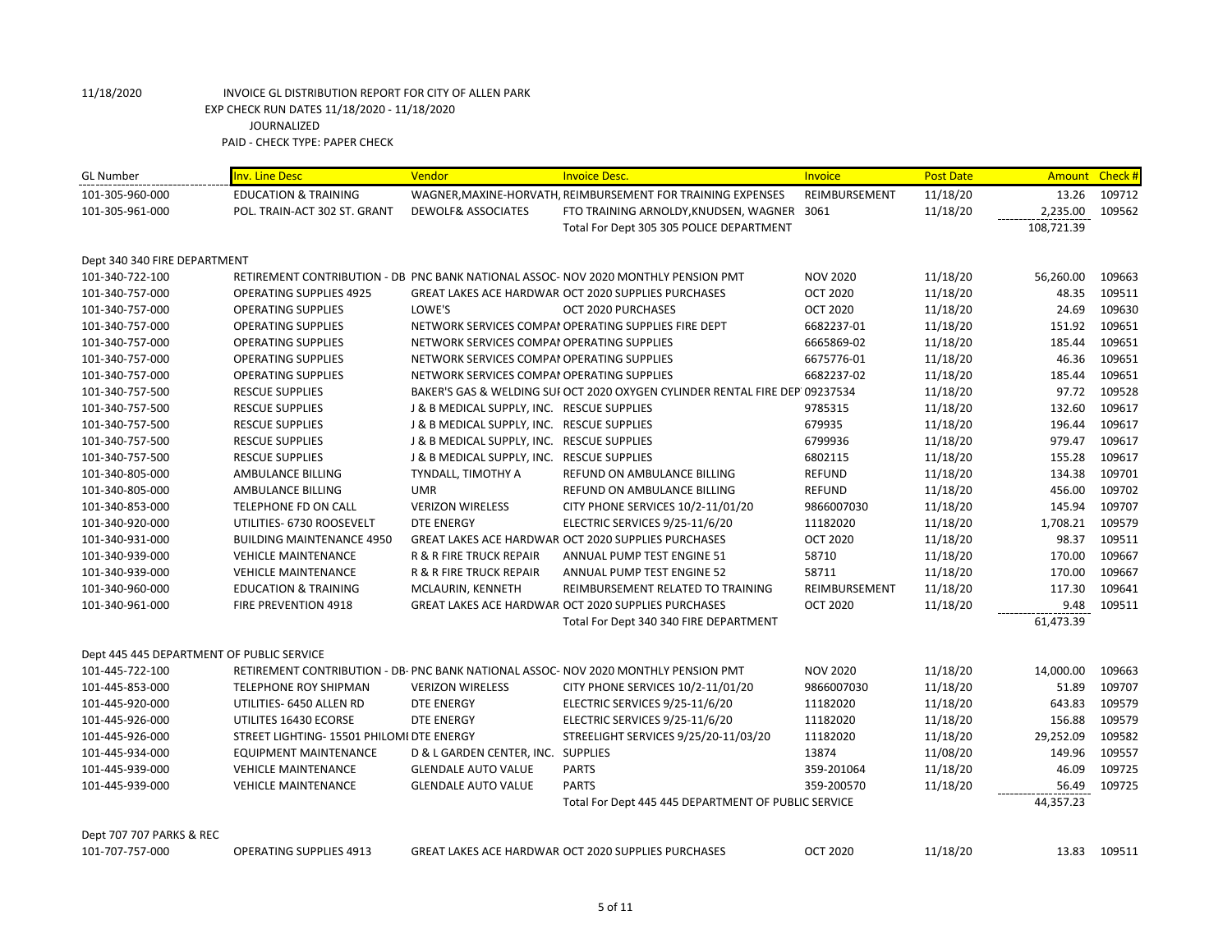11/18/2020 INVOICE GL DISTRIBUTION REPORT FOR CITY OF ALLEN PARK
EXP CHECK RUN DATES 11/18/2020 - 11/18/2020
JOURNALIZED
PAID - CHECK TYPE: PAPER CHECK

| GL Number | Inv. Line Desc | Vendor | Invoice Desc. | Invoice | Post Date | Amount | Check # |
|---|---|---|---|---|---|---|---|
| 101-305-960-000 | EDUCATION & TRAINING | WAGNER,MAXINE-HORVATH, | REIMBURSEMENT FOR TRAINING EXPENSES | REIMBURSEMENT | 11/18/20 | 13.26 | 109712 |
| 101-305-961-000 | POL. TRAIN-ACT 302 ST. GRANT | DEWOLF& ASSOCIATES | FTO TRAINING ARNOLDY,KNUDSEN, WAGNER | 3061 | 11/18/20 | 2,235.00 | 109562 |
| | | | Total For Dept 305 305 POLICE DEPARTMENT | | | 108,721.39 | |
| Dept 340 340 FIRE DEPARTMENT | | | | | | | |
| 101-340-722-100 | RETIREMENT CONTRIBUTION - DB | PNC BANK NATIONAL ASSOC- | NOV 2020 MONTHLY PENSION PMT | NOV 2020 | 11/18/20 | 56,260.00 | 109663 |
| 101-340-757-000 | OPERATING SUPPLIES 4925 | GREAT LAKES ACE HARDWAR | OCT 2020 SUPPLIES PURCHASES | OCT 2020 | 11/18/20 | 48.35 | 109511 |
| 101-340-757-000 | OPERATING SUPPLIES | LOWE'S | OCT 2020 PURCHASES | OCT 2020 | 11/18/20 | 24.69 | 109630 |
| 101-340-757-000 | OPERATING SUPPLIES | NETWORK SERVICES COMPAI | OPERATING SUPPLIES FIRE DEPT | 6682237-01 | 11/18/20 | 151.92 | 109651 |
| 101-340-757-000 | OPERATING SUPPLIES | NETWORK SERVICES COMPAI | OPERATING SUPPLIES | 6665869-02 | 11/18/20 | 185.44 | 109651 |
| 101-340-757-000 | OPERATING SUPPLIES | NETWORK SERVICES COMPAI | OPERATING SUPPLIES | 6675776-01 | 11/18/20 | 46.36 | 109651 |
| 101-340-757-000 | OPERATING SUPPLIES | NETWORK SERVICES COMPAI | OPERATING SUPPLIES | 6682237-02 | 11/18/20 | 185.44 | 109651 |
| 101-340-757-500 | RESCUE SUPPLIES | BAKER'S GAS & WELDING SUI | OCT 2020 OXYGEN CYLINDER RENTAL FIRE DEP | 09237534 | 11/18/20 | 97.72 | 109528 |
| 101-340-757-500 | RESCUE SUPPLIES | J & B MEDICAL SUPPLY, INC. | RESCUE SUPPLIES | 9785315 | 11/18/20 | 132.60 | 109617 |
| 101-340-757-500 | RESCUE SUPPLIES | J & B MEDICAL SUPPLY, INC. | RESCUE SUPPLIES | 679935 | 11/18/20 | 196.44 | 109617 |
| 101-340-757-500 | RESCUE SUPPLIES | J & B MEDICAL SUPPLY, INC. | RESCUE SUPPLIES | 6799936 | 11/18/20 | 979.47 | 109617 |
| 101-340-757-500 | RESCUE SUPPLIES | J & B MEDICAL SUPPLY, INC. | RESCUE SUPPLIES | 6802115 | 11/18/20 | 155.28 | 109617 |
| 101-340-805-000 | AMBULANCE BILLING | TYNDALL, TIMOTHY A | REFUND ON AMBULANCE BILLING | REFUND | 11/18/20 | 134.38 | 109701 |
| 101-340-805-000 | AMBULANCE BILLING | UMR | REFUND ON AMBULANCE BILLING | REFUND | 11/18/20 | 456.00 | 109702 |
| 101-340-853-000 | TELEPHONE FD ON CALL | VERIZON WIRELESS | CITY PHONE SERVICES 10/2-11/01/20 | 9866007030 | 11/18/20 | 145.94 | 109707 |
| 101-340-920-000 | UTILITIES- 6730 ROOSEVELT | DTE ENERGY | ELECTRIC SERVICES 9/25-11/6/20 | 11182020 | 11/18/20 | 1,708.21 | 109579 |
| 101-340-931-000 | BUILDING MAINTENANCE 4950 | GREAT LAKES ACE HARDWAR | OCT 2020 SUPPLIES PURCHASES | OCT 2020 | 11/18/20 | 98.37 | 109511 |
| 101-340-939-000 | VEHICLE MAINTENANCE | R & R FIRE TRUCK REPAIR | ANNUAL PUMP TEST ENGINE 51 | 58710 | 11/18/20 | 170.00 | 109667 |
| 101-340-939-000 | VEHICLE MAINTENANCE | R & R FIRE TRUCK REPAIR | ANNUAL PUMP TEST ENGINE 52 | 58711 | 11/18/20 | 170.00 | 109667 |
| 101-340-960-000 | EDUCATION & TRAINING | MCLAURIN, KENNETH | REIMBURSEMENT RELATED TO TRAINING | REIMBURSEMENT | 11/18/20 | 117.30 | 109641 |
| 101-340-961-000 | FIRE PREVENTION 4918 | GREAT LAKES ACE HARDWAR | OCT 2020 SUPPLIES PURCHASES | OCT 2020 | 11/18/20 | 9.48 | 109511 |
| | | | Total For Dept 340 340 FIRE DEPARTMENT | | | 61,473.39 | |
| Dept 445 445 DEPARTMENT OF PUBLIC SERVICE | | | | | | | |
| 101-445-722-100 | RETIREMENT CONTRIBUTION - DB- | PNC BANK NATIONAL ASSOC- | NOV 2020 MONTHLY PENSION PMT | NOV 2020 | 11/18/20 | 14,000.00 | 109663 |
| 101-445-853-000 | TELEPHONE ROY SHIPMAN | VERIZON WIRELESS | CITY PHONE SERVICES 10/2-11/01/20 | 9866007030 | 11/18/20 | 51.89 | 109707 |
| 101-445-920-000 | UTILITIES- 6450 ALLEN RD | DTE ENERGY | ELECTRIC SERVICES 9/25-11/6/20 | 11182020 | 11/18/20 | 643.83 | 109579 |
| 101-445-926-000 | UTILITIES 16430 ECORSE | DTE ENERGY | ELECTRIC SERVICES 9/25-11/6/20 | 11182020 | 11/18/20 | 156.88 | 109579 |
| 101-445-926-000 | STREET LIGHTING- 15501 PHILOMI | DTE ENERGY | STREELIGHT SERVICES 9/25/20-11/03/20 | 11182020 | 11/18/20 | 29,252.09 | 109582 |
| 101-445-934-000 | EQUIPMENT MAINTENANCE | D & L GARDEN CENTER, INC. | SUPPLIES | 13874 | 11/08/20 | 149.96 | 109557 |
| 101-445-939-000 | VEHICLE MAINTENANCE | GLENDALE AUTO VALUE | PARTS | 359-201064 | 11/18/20 | 46.09 | 109725 |
| 101-445-939-000 | VEHICLE MAINTENANCE | GLENDALE AUTO VALUE | PARTS | 359-200570 | 11/18/20 | 56.49 | 109725 |
| | | | Total For Dept 445 445 DEPARTMENT OF PUBLIC SERVICE | | | 44,357.23 | |
| Dept 707 707 PARKS & REC | | | | | | | |
| 101-707-757-000 | OPERATING SUPPLIES 4913 | GREAT LAKES ACE HARDWAR | OCT 2020 SUPPLIES PURCHASES | OCT 2020 | 11/18/20 | 13.83 | 109511 |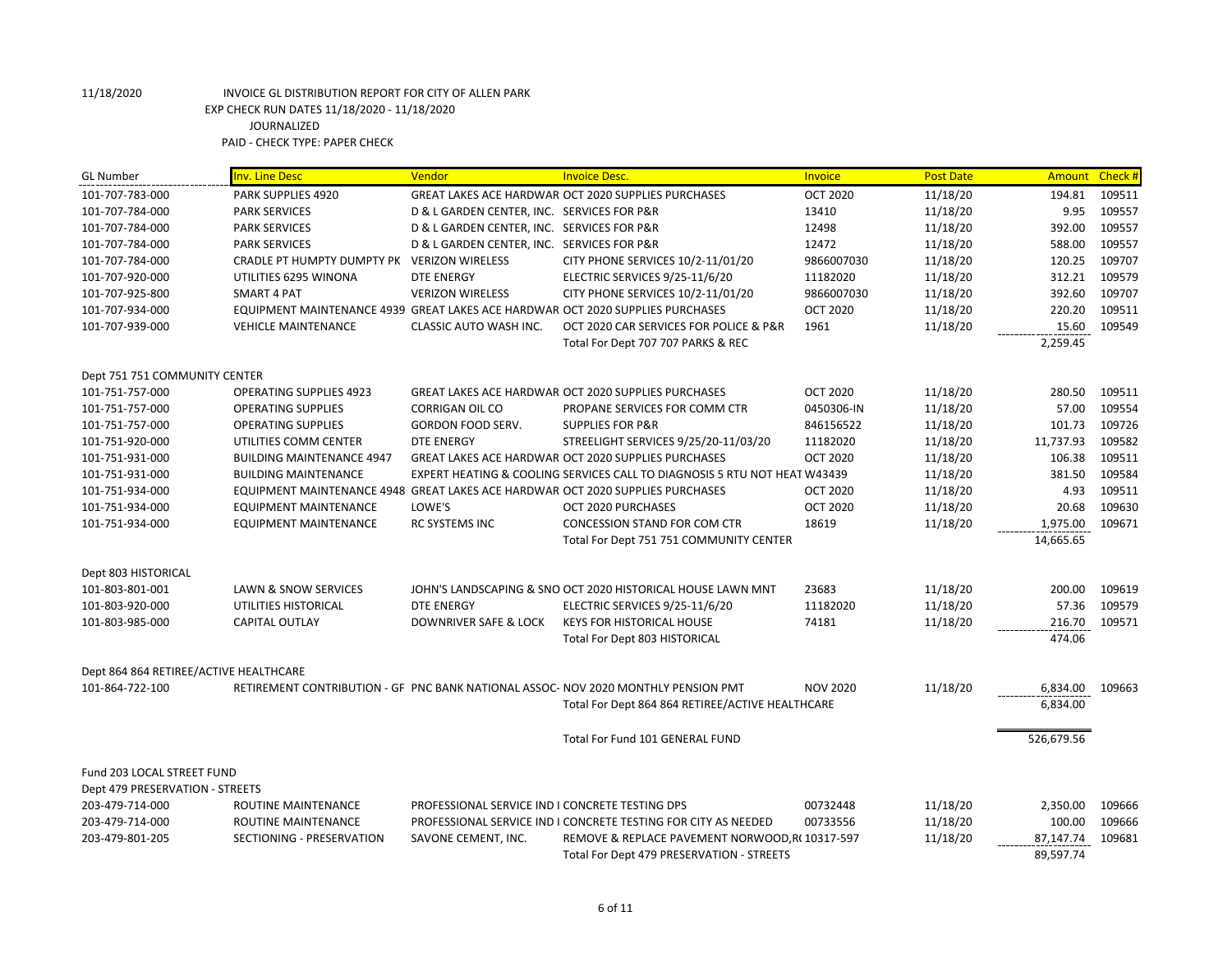11/18/2020 INVOICE GL DISTRIBUTION REPORT FOR CITY OF ALLEN PARK
EXP CHECK RUN DATES 11/18/2020 - 11/18/2020
JOURNALIZED
PAID - CHECK TYPE: PAPER CHECK

| GL Number | Inv. Line Desc | Vendor | Invoice Desc. | Invoice | Post Date | Amount | Check # |
|---|---|---|---|---|---|---|---|
| 101-707-783-000 | PARK SUPPLIES 4920 | GREAT LAKES ACE HARDWAR | OCT 2020 SUPPLIES PURCHASES | OCT 2020 | 11/18/20 | 194.81 | 109511 |
| 101-707-784-000 | PARK SERVICES | D & L GARDEN CENTER, INC. | SERVICES FOR P&R | 13410 | 11/18/20 | 9.95 | 109557 |
| 101-707-784-000 | PARK SERVICES | D & L GARDEN CENTER, INC. | SERVICES FOR P&R | 12498 | 11/18/20 | 392.00 | 109557 |
| 101-707-784-000 | PARK SERVICES | D & L GARDEN CENTER, INC. | SERVICES FOR P&R | 12472 | 11/18/20 | 588.00 | 109557 |
| 101-707-784-000 | CRADLE PT HUMPTY DUMPTY PK | VERIZON WIRELESS | CITY PHONE SERVICES 10/2-11/01/20 | 9866007030 | 11/18/20 | 120.25 | 109707 |
| 101-707-920-000 | UTILITIES 6295 WINONA | DTE ENERGY | ELECTRIC SERVICES 9/25-11/6/20 | 11182020 | 11/18/20 | 312.21 | 109579 |
| 101-707-925-800 | SMART 4 PAT | VERIZON WIRELESS | CITY PHONE SERVICES 10/2-11/01/20 | 9866007030 | 11/18/20 | 392.60 | 109707 |
| 101-707-934-000 | EQUIPMENT MAINTENANCE 4939 | GREAT LAKES ACE HARDWAR | OCT 2020 SUPPLIES PURCHASES | OCT 2020 | 11/18/20 | 220.20 | 109511 |
| 101-707-939-000 | VEHICLE MAINTENANCE | CLASSIC AUTO WASH INC. | OCT 2020 CAR SERVICES FOR POLICE & P&R | 1961 | 11/18/20 | 15.60 | 109549 |
| | | | Total For Dept 707 707 PARKS & REC | | | 2,259.45 | |
| Dept 751 751 COMMUNITY CENTER | | | | | | | |
| 101-751-757-000 | OPERATING SUPPLIES 4923 | GREAT LAKES ACE HARDWAR | OCT 2020 SUPPLIES PURCHASES | OCT 2020 | 11/18/20 | 280.50 | 109511 |
| 101-751-757-000 | OPERATING SUPPLIES | CORRIGAN OIL CO | PROPANE SERVICES FOR COMM CTR | 0450306-IN | 11/18/20 | 57.00 | 109554 |
| 101-751-757-000 | OPERATING SUPPLIES | GORDON FOOD SERV. | SUPPLIES FOR P&R | 846156522 | 11/18/20 | 101.73 | 109726 |
| 101-751-920-000 | UTILITIES COMM CENTER | DTE ENERGY | STREELIGHT SERVICES 9/25/20-11/03/20 | 11182020 | 11/18/20 | 11,737.93 | 109582 |
| 101-751-931-000 | BUILDING MAINTENANCE 4947 | GREAT LAKES ACE HARDWAR | OCT 2020 SUPPLIES PURCHASES | OCT 2020 | 11/18/20 | 106.38 | 109511 |
| 101-751-931-000 | BUILDING MAINTENANCE | EXPERT HEATING & COOLING | SERVICES CALL TO DIAGNOSIS 5 RTU NOT HEAT | W43439 | 11/18/20 | 381.50 | 109584 |
| 101-751-934-000 | EQUIPMENT MAINTENANCE 4948 | GREAT LAKES ACE HARDWAR | OCT 2020 SUPPLIES PURCHASES | OCT 2020 | 11/18/20 | 4.93 | 109511 |
| 101-751-934-000 | EQUIPMENT MAINTENANCE | LOWE'S | OCT 2020 PURCHASES | OCT 2020 | 11/18/20 | 20.68 | 109630 |
| 101-751-934-000 | EQUIPMENT MAINTENANCE | RC SYSTEMS INC | CONCESSION STAND FOR COM CTR | 18619 | 11/18/20 | 1,975.00 | 109671 |
| | | | Total For Dept 751 751 COMMUNITY CENTER | | | 14,665.65 | |
| Dept 803 HISTORICAL | | | | | | | |
| 101-803-801-001 | LAWN & SNOW SERVICES | JOHN'S LANDSCAPING & SNO | OCT 2020 HISTORICAL HOUSE LAWN MNT | 23683 | 11/18/20 | 200.00 | 109619 |
| 101-803-920-000 | UTILITIES HISTORICAL | DTE ENERGY | ELECTRIC SERVICES 9/25-11/6/20 | 11182020 | 11/18/20 | 57.36 | 109579 |
| 101-803-985-000 | CAPITAL OUTLAY | DOWNRIVER SAFE & LOCK | KEYS FOR HISTORICAL HOUSE | 74181 | 11/18/20 | 216.70 | 109571 |
| | | | Total For Dept 803 HISTORICAL | | | 474.06 | |
| Dept 864 864 RETIREE/ACTIVE HEALTHCARE | | | | | | | |
| 101-864-722-100 | RETIREMENT CONTRIBUTION - GF | PNC BANK NATIONAL ASSOC- | NOV 2020 MONTHLY PENSION PMT | NOV 2020 | 11/18/20 | 6,834.00 | 109663 |
| | | | Total For Dept 864 864 RETIREE/ACTIVE HEALTHCARE | | | 6,834.00 | |
| | | | Total For Fund 101 GENERAL FUND | | | 526,679.56 | |
| Fund 203 LOCAL STREET FUND | | | | | | | |
| Dept 479 PRESERVATION - STREETS | | | | | | | |
| 203-479-714-000 | ROUTINE MAINTENANCE | PROFESSIONAL SERVICE IND I | CONCRETE TESTING DPS | 00732448 | 11/18/20 | 2,350.00 | 109666 |
| 203-479-714-000 | ROUTINE MAINTENANCE | PROFESSIONAL SERVICE IND I | CONCRETE TESTING FOR CITY AS NEEDED | 00733556 | 11/18/20 | 100.00 | 109666 |
| 203-479-801-205 | SECTIONING - PRESERVATION | SAVONE CEMENT, INC. | REMOVE & REPLACE PAVEMENT NORWOOD,R( | 10317-597 | 11/18/20 | 87,147.74 | 109681 |
| | | | Total For Dept 479 PRESERVATION - STREETS | | | 89,597.74 | |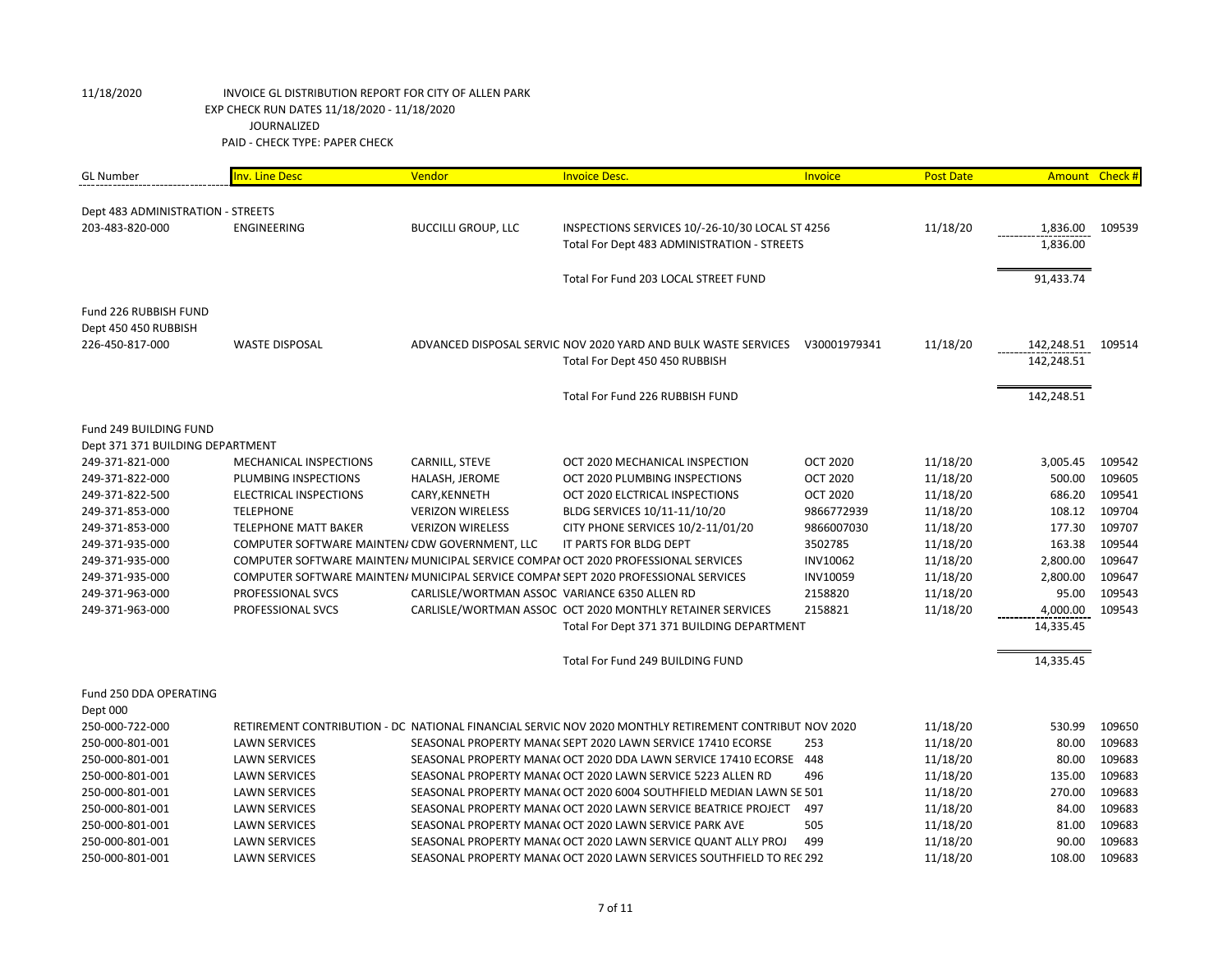11/18/2020 INVOICE GL DISTRIBUTION REPORT FOR CITY OF ALLEN PARK
EXP CHECK RUN DATES 11/18/2020 - 11/18/2020
JOURNALIZED
PAID - CHECK TYPE: PAPER CHECK

| GL Number | Inv. Line Desc | Vendor | Invoice Desc. | Invoice | Post Date | Amount | Check # |
|---|---|---|---|---|---|---|---|
| Dept 483 ADMINISTRATION - STREETS | | | | | | | |
| 203-483-820-000 | ENGINEERING | BUCCILLI GROUP, LLC | INSPECTIONS SERVICES 10/-26-10/30 LOCAL ST | 4256 | 11/18/20 | 1,836.00 | 109539 |
| | | | Total For Dept 483 ADMINISTRATION - STREETS | | | 1,836.00 | |
| | | | Total For Fund 203 LOCAL STREET FUND | | | 91,433.74 | |
| Fund 226 RUBBISH FUND | | | | | | | |
| Dept 450 450 RUBBISH | | | | | | | |
| 226-450-817-000 | WASTE DISPOSAL | ADVANCED DISPOSAL SERVIC | NOV 2020 YARD AND BULK WASTE SERVICES | V30001979341 | 11/18/20 | 142,248.51 | 109514 |
| | | | Total For Dept 450 450 RUBBISH | | | 142,248.51 | |
| | | | Total For Fund 226 RUBBISH FUND | | | 142,248.51 | |
| Fund 249 BUILDING FUND | | | | | | | |
| Dept 371 371 BUILDING DEPARTMENT | | | | | | | |
| 249-371-821-000 | MECHANICAL INSPECTIONS | CARNILL, STEVE | OCT 2020 MECHANICAL INSPECTION | OCT 2020 | 11/18/20 | 3,005.45 | 109542 |
| 249-371-822-000 | PLUMBING INSPECTIONS | HALASH, JEROME | OCT 2020 PLUMBING INSPECTIONS | OCT 2020 | 11/18/20 | 500.00 | 109605 |
| 249-371-822-500 | ELECTRICAL INSPECTIONS | CARY,KENNETH | OCT 2020 ELCTRICAL INSPECTIONS | OCT 2020 | 11/18/20 | 686.20 | 109541 |
| 249-371-853-000 | TELEPHONE | VERIZON WIRELESS | BLDG SERVICES 10/11-11/10/20 | 9866772939 | 11/18/20 | 108.12 | 109704 |
| 249-371-853-000 | TELEPHONE MATT BAKER | VERIZON WIRELESS | CITY PHONE SERVICES 10/2-11/01/20 | 9866007030 | 11/18/20 | 177.30 | 109707 |
| 249-371-935-000 | COMPUTER SOFTWARE MAINTEN/ | CDW GOVERNMENT, LLC | IT PARTS FOR BLDG DEPT | 3502785 | 11/18/20 | 163.38 | 109544 |
| 249-371-935-000 | COMPUTER SOFTWARE MAINTEN/ | MUNICIPAL SERVICE COMPAI | OCT 2020 PROFESSIONAL SERVICES | INV10062 | 11/18/20 | 2,800.00 | 109647 |
| 249-371-935-000 | COMPUTER SOFTWARE MAINTEN/ | MUNICIPAL SERVICE COMPAI | SEPT 2020 PROFESSIONAL SERVICES | INV10059 | 11/18/20 | 2,800.00 | 109647 |
| 249-371-963-000 | PROFESSIONAL SVCS | CARLISLE/WORTMAN ASSOC | VARIANCE 6350 ALLEN RD | 2158820 | 11/18/20 | 95.00 | 109543 |
| 249-371-963-000 | PROFESSIONAL SVCS | CARLISLE/WORTMAN ASSOC | OCT 2020 MONTHLY RETAINER SERVICES | 2158821 | 11/18/20 | 4,000.00 | 109543 |
| | | | Total For Dept 371 371 BUILDING DEPARTMENT | | | 14,335.45 | |
| | | | Total For Fund 249 BUILDING FUND | | | 14,335.45 | |
| Fund 250 DDA OPERATING | | | | | | | |
| Dept 000 | | | | | | | |
| 250-000-722-000 | RETIREMENT CONTRIBUTION - DC | NATIONAL FINANCIAL SERVIC | NOV 2020 MONTHLY RETIREMENT CONTRIBUT | NOV 2020 | 11/18/20 | 530.99 | 109650 |
| 250-000-801-001 | LAWN SERVICES | SEASONAL PROPERTY MANA( | SEPT 2020 LAWN SERVICE 17410 ECORSE | 253 | 11/18/20 | 80.00 | 109683 |
| 250-000-801-001 | LAWN SERVICES | SEASONAL PROPERTY MANA( | OCT 2020 DDA LAWN SERVICE 17410 ECORSE | 448 | 11/18/20 | 80.00 | 109683 |
| 250-000-801-001 | LAWN SERVICES | SEASONAL PROPERTY MANA( | OCT 2020 LAWN SERVICE 5223 ALLEN RD | 496 | 11/18/20 | 135.00 | 109683 |
| 250-000-801-001 | LAWN SERVICES | SEASONAL PROPERTY MANA( | OCT 2020 6004 SOUTHFIELD MEDIAN LAWN SE | 501 | 11/18/20 | 270.00 | 109683 |
| 250-000-801-001 | LAWN SERVICES | SEASONAL PROPERTY MANA( | OCT 2020 LAWN SERVICE BEATRICE PROJECT | 497 | 11/18/20 | 84.00 | 109683 |
| 250-000-801-001 | LAWN SERVICES | SEASONAL PROPERTY MANA( | OCT 2020 LAWN SERVICE PARK AVE | 505 | 11/18/20 | 81.00 | 109683 |
| 250-000-801-001 | LAWN SERVICES | SEASONAL PROPERTY MANA( | OCT 2020 LAWN SERVICE QUANT ALLY PROJ | 499 | 11/18/20 | 90.00 | 109683 |
| 250-000-801-001 | LAWN SERVICES | SEASONAL PROPERTY MANA( | OCT 2020 LAWN SERVICES SOUTHFIELD TO REC | 292 | 11/18/20 | 108.00 | 109683 |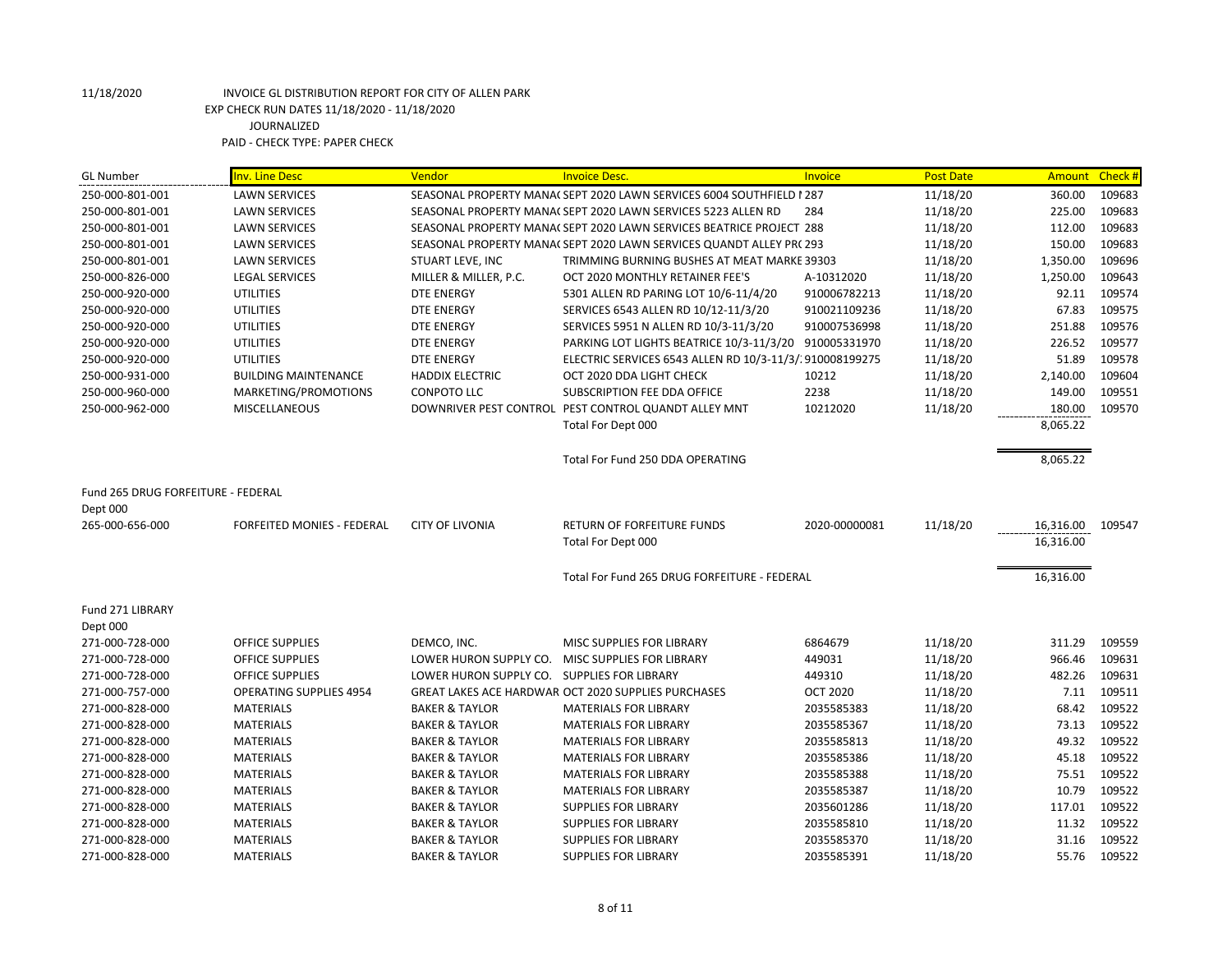11/18/2020 INVOICE GL DISTRIBUTION REPORT FOR CITY OF ALLEN PARK
EXP CHECK RUN DATES 11/18/2020 - 11/18/2020
JOURNALIZED
PAID - CHECK TYPE: PAPER CHECK

| GL Number | Inv. Line Desc | Vendor | Invoice Desc. | Invoice | Post Date | Amount | Check # |
|---|---|---|---|---|---|---|---|
| 250-000-801-001 | LAWN SERVICES | SEASONAL PROPERTY MANA( | SEPT 2020 LAWN SERVICES 6004 SOUTHFIELD I | 287 | 11/18/20 | 360.00 | 109683 |
| 250-000-801-001 | LAWN SERVICES | SEASONAL PROPERTY MANA( | SEPT 2020 LAWN SERVICES 5223 ALLEN RD | 284 | 11/18/20 | 225.00 | 109683 |
| 250-000-801-001 | LAWN SERVICES | SEASONAL PROPERTY MANA( | SEPT 2020 LAWN SERVICES BEATRICE PROJECT | 288 | 11/18/20 | 112.00 | 109683 |
| 250-000-801-001 | LAWN SERVICES | SEASONAL PROPERTY MANA( | SEPT 2020 LAWN SERVICES QUANDT ALLEY PR( | 293 | 11/18/20 | 150.00 | 109683 |
| 250-000-801-001 | LAWN SERVICES | STUART LEVE, INC | TRIMMING BURNING BUSHES AT MEAT MARKE | 39303 | 11/18/20 | 1,350.00 | 109696 |
| 250-000-826-000 | LEGAL SERVICES | MILLER & MILLER, P.C. | OCT 2020 MONTHLY RETAINER FEE'S | A-10312020 | 11/18/20 | 1,250.00 | 109643 |
| 250-000-920-000 | UTILITIES | DTE ENERGY | 5301 ALLEN RD PARING LOT 10/6-11/4/20 | 910006782213 | 11/18/20 | 92.11 | 109574 |
| 250-000-920-000 | UTILITIES | DTE ENERGY | SERVICES 6543 ALLEN RD 10/12-11/3/20 | 910021109236 | 11/18/20 | 67.83 | 109575 |
| 250-000-920-000 | UTILITIES | DTE ENERGY | SERVICES 5951 N ALLEN RD 10/3-11/3/20 | 910007536998 | 11/18/20 | 251.88 | 109576 |
| 250-000-920-000 | UTILITIES | DTE ENERGY | PARKING LOT LIGHTS BEATRICE 10/3-11/3/20 | 910005331970 | 11/18/20 | 226.52 | 109577 |
| 250-000-920-000 | UTILITIES | DTE ENERGY | ELECTRIC SERVICES 6543 ALLEN RD 10/3-11/3/ | 910008199275 | 11/18/20 | 51.89 | 109578 |
| 250-000-931-000 | BUILDING MAINTENANCE | HADDIX ELECTRIC | OCT 2020 DDA LIGHT CHECK | 10212 | 11/18/20 | 2,140.00 | 109604 |
| 250-000-960-000 | MARKETING/PROMOTIONS | CONPOTO LLC | SUBSCRIPTION FEE DDA OFFICE | 2238 | 11/18/20 | 149.00 | 109551 |
| 250-000-962-000 | MISCELLANEOUS | DOWNRIVER PEST CONTROL | PEST CONTROL QUANDT ALLEY MNT | 10212020 | 11/18/20 | 180.00 | 109570 |
| | | | Total For Dept 000 | | | 8,065.22 | |
| | | | Total For Fund 250 DDA OPERATING | | | 8,065.22 | |
| Fund 265 DRUG FORFEITURE - FEDERAL | | | | | | | |
| Dept 000 | | | | | | | |
| 265-000-656-000 | FORFEITED MONIES - FEDERAL | CITY OF LIVONIA | RETURN OF FORFEITURE FUNDS | 2020-00000081 | 11/18/20 | 16,316.00 | 109547 |
| | | | Total For Dept 000 | | | 16,316.00 | |
| | | | Total For Fund 265 DRUG FORFEITURE - FEDERAL | | | 16,316.00 | |
| Fund 271 LIBRARY | | | | | | | |
| Dept 000 | | | | | | | |
| 271-000-728-000 | OFFICE SUPPLIES | DEMCO, INC. | MISC SUPPLIES FOR LIBRARY | 6864679 | 11/18/20 | 311.29 | 109559 |
| 271-000-728-000 | OFFICE SUPPLIES | LOWER HURON SUPPLY CO. | MISC SUPPLIES FOR LIBRARY | 449031 | 11/18/20 | 966.46 | 109631 |
| 271-000-728-000 | OFFICE SUPPLIES | LOWER HURON SUPPLY CO. | SUPPLIES FOR LIBRARY | 449310 | 11/18/20 | 482.26 | 109631 |
| 271-000-757-000 | OPERATING SUPPLIES 4954 | GREAT LAKES ACE HARDWAR | OCT 2020 SUPPLIES PURCHASES | OCT 2020 | 11/18/20 | 7.11 | 109511 |
| 271-000-828-000 | MATERIALS | BAKER & TAYLOR | MATERIALS FOR LIBRARY | 2035585383 | 11/18/20 | 68.42 | 109522 |
| 271-000-828-000 | MATERIALS | BAKER & TAYLOR | MATERIALS FOR LIBRARY | 2035585367 | 11/18/20 | 73.13 | 109522 |
| 271-000-828-000 | MATERIALS | BAKER & TAYLOR | MATERIALS FOR LIBRARY | 2035585813 | 11/18/20 | 49.32 | 109522 |
| 271-000-828-000 | MATERIALS | BAKER & TAYLOR | MATERIALS FOR LIBRARY | 2035585386 | 11/18/20 | 45.18 | 109522 |
| 271-000-828-000 | MATERIALS | BAKER & TAYLOR | MATERIALS FOR LIBRARY | 2035585388 | 11/18/20 | 75.51 | 109522 |
| 271-000-828-000 | MATERIALS | BAKER & TAYLOR | MATERIALS FOR LIBRARY | 2035585387 | 11/18/20 | 10.79 | 109522 |
| 271-000-828-000 | MATERIALS | BAKER & TAYLOR | SUPPLIES FOR LIBRARY | 2035601286 | 11/18/20 | 117.01 | 109522 |
| 271-000-828-000 | MATERIALS | BAKER & TAYLOR | SUPPLIES FOR LIBRARY | 2035585810 | 11/18/20 | 11.32 | 109522 |
| 271-000-828-000 | MATERIALS | BAKER & TAYLOR | SUPPLIES FOR LIBRARY | 2035585370 | 11/18/20 | 31.16 | 109522 |
| 271-000-828-000 | MATERIALS | BAKER & TAYLOR | SUPPLIES FOR LIBRARY | 2035585391 | 11/18/20 | 55.76 | 109522 |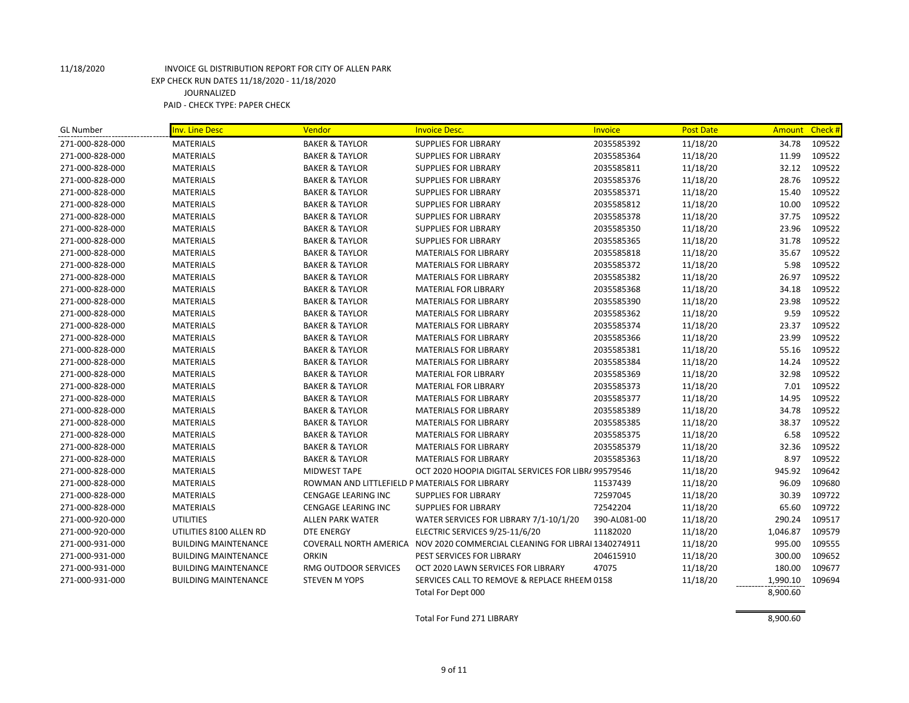11/18/2020 INVOICE GL DISTRIBUTION REPORT FOR CITY OF ALLEN PARK
EXP CHECK RUN DATES 11/18/2020 - 11/18/2020
JOURNALIZED
PAID - CHECK TYPE: PAPER CHECK

| GL Number | Inv. Line Desc | Vendor | Invoice Desc. | Invoice | Post Date | Amount | Check # |
|---|---|---|---|---|---|---|---|
| 271-000-828-000 | MATERIALS | BAKER & TAYLOR | SUPPLIES FOR LIBRARY | 2035585392 | 11/18/20 | 34.78 | 109522 |
| 271-000-828-000 | MATERIALS | BAKER & TAYLOR | SUPPLIES FOR LIBRARY | 2035585364 | 11/18/20 | 11.99 | 109522 |
| 271-000-828-000 | MATERIALS | BAKER & TAYLOR | SUPPLIES FOR LIBRARY | 2035585811 | 11/18/20 | 32.12 | 109522 |
| 271-000-828-000 | MATERIALS | BAKER & TAYLOR | SUPPLIES FOR LIBRARY | 2035585376 | 11/18/20 | 28.76 | 109522 |
| 271-000-828-000 | MATERIALS | BAKER & TAYLOR | SUPPLIES FOR LIBRARY | 2035585371 | 11/18/20 | 15.40 | 109522 |
| 271-000-828-000 | MATERIALS | BAKER & TAYLOR | SUPPLIES FOR LIBRARY | 2035585812 | 11/18/20 | 10.00 | 109522 |
| 271-000-828-000 | MATERIALS | BAKER & TAYLOR | SUPPLIES FOR LIBRARY | 2035585378 | 11/18/20 | 37.75 | 109522 |
| 271-000-828-000 | MATERIALS | BAKER & TAYLOR | SUPPLIES FOR LIBRARY | 2035585350 | 11/18/20 | 23.96 | 109522 |
| 271-000-828-000 | MATERIALS | BAKER & TAYLOR | SUPPLIES FOR LIBRARY | 2035585365 | 11/18/20 | 31.78 | 109522 |
| 271-000-828-000 | MATERIALS | BAKER & TAYLOR | MATERIALS FOR LIBRARY | 2035585818 | 11/18/20 | 35.67 | 109522 |
| 271-000-828-000 | MATERIALS | BAKER & TAYLOR | MATERIALS FOR LIBRARY | 2035585372 | 11/18/20 | 5.98 | 109522 |
| 271-000-828-000 | MATERIALS | BAKER & TAYLOR | MATERIALS FOR LIBRARY | 2035585382 | 11/18/20 | 26.97 | 109522 |
| 271-000-828-000 | MATERIALS | BAKER & TAYLOR | MATERIAL FOR LIBRARY | 2035585368 | 11/18/20 | 34.18 | 109522 |
| 271-000-828-000 | MATERIALS | BAKER & TAYLOR | MATERIALS FOR LIBRARY | 2035585390 | 11/18/20 | 23.98 | 109522 |
| 271-000-828-000 | MATERIALS | BAKER & TAYLOR | MATERIALS FOR LIBRARY | 2035585362 | 11/18/20 | 9.59 | 109522 |
| 271-000-828-000 | MATERIALS | BAKER & TAYLOR | MATERIALS FOR LIBRARY | 2035585374 | 11/18/20 | 23.37 | 109522 |
| 271-000-828-000 | MATERIALS | BAKER & TAYLOR | MATERIALS FOR LIBRARY | 2035585366 | 11/18/20 | 23.99 | 109522 |
| 271-000-828-000 | MATERIALS | BAKER & TAYLOR | MATERIALS FOR LIBRARY | 2035585381 | 11/18/20 | 55.16 | 109522 |
| 271-000-828-000 | MATERIALS | BAKER & TAYLOR | MATERIALS FOR LIBRARY | 2035585384 | 11/18/20 | 14.24 | 109522 |
| 271-000-828-000 | MATERIALS | BAKER & TAYLOR | MATERIAL FOR LIBRARY | 2035585369 | 11/18/20 | 32.98 | 109522 |
| 271-000-828-000 | MATERIALS | BAKER & TAYLOR | MATERIAL FOR LIBRARY | 2035585373 | 11/18/20 | 7.01 | 109522 |
| 271-000-828-000 | MATERIALS | BAKER & TAYLOR | MATERIALS FOR LIBRARY | 2035585377 | 11/18/20 | 14.95 | 109522 |
| 271-000-828-000 | MATERIALS | BAKER & TAYLOR | MATERIALS FOR LIBRARY | 2035585389 | 11/18/20 | 34.78 | 109522 |
| 271-000-828-000 | MATERIALS | BAKER & TAYLOR | MATERIALS FOR LIBRARY | 2035585385 | 11/18/20 | 38.37 | 109522 |
| 271-000-828-000 | MATERIALS | BAKER & TAYLOR | MATERIALS FOR LIBRARY | 2035585375 | 11/18/20 | 6.58 | 109522 |
| 271-000-828-000 | MATERIALS | BAKER & TAYLOR | MATERIALS FOR LIBRARY | 2035585379 | 11/18/20 | 32.36 | 109522 |
| 271-000-828-000 | MATERIALS | BAKER & TAYLOR | MATERIALS FOR LIBRARY | 2035585363 | 11/18/20 | 8.97 | 109522 |
| 271-000-828-000 | MATERIALS | MIDWEST TAPE | OCT 2020 HOOPIA DIGITAL SERVICES FOR LIBR/ | 99579546 | 11/18/20 | 945.92 | 109642 |
| 271-000-828-000 | MATERIALS | ROWMAN AND LITTLEFIELD P | MATERIALS FOR LIBRARY | 11537439 | 11/18/20 | 96.09 | 109680 |
| 271-000-828-000 | MATERIALS | CENGAGE LEARING INC | SUPPLIES FOR LIBRARY | 72597045 | 11/18/20 | 30.39 | 109722 |
| 271-000-828-000 | MATERIALS | CENGAGE LEARING INC | SUPPLIES FOR LIBRARY | 72542204 | 11/18/20 | 65.60 | 109722 |
| 271-000-920-000 | UTILITIES | ALLEN PARK WATER | WATER SERVICES FOR LIBRARY 7/1-10/1/20 | 390-AL081-00 | 11/18/20 | 290.24 | 109517 |
| 271-000-920-000 | UTILITIES 8100 ALLEN RD | DTE ENERGY | ELECTRIC SERVICES 9/25-11/6/20 | 11182020 | 11/18/20 | 1,046.87 | 109579 |
| 271-000-931-000 | BUILDING MAINTENANCE | COVERALL NORTH AMERICA | NOV 2020 COMMERCIAL CLEANING FOR LIBRAI | 1340274911 | 11/18/20 | 995.00 | 109555 |
| 271-000-931-000 | BUILDING MAINTENANCE | ORKIN | PEST SERVICES FOR LIBRARY | 204615910 | 11/18/20 | 300.00 | 109652 |
| 271-000-931-000 | BUILDING MAINTENANCE | RMG OUTDOOR SERVICES | OCT 2020 LAWN SERVICES FOR LIBRARY | 47075 | 11/18/20 | 180.00 | 109677 |
| 271-000-931-000 | BUILDING MAINTENANCE | STEVEN M YOPS | SERVICES CALL TO REMOVE & REPLACE RHEEM | 0158 | 11/18/20 | 1,990.10 | 109694 |
| | | | Total For Dept 000 | | | 8,900.60 | |
| | | | Total For Fund 271 LIBRARY | | | 8,900.60 | |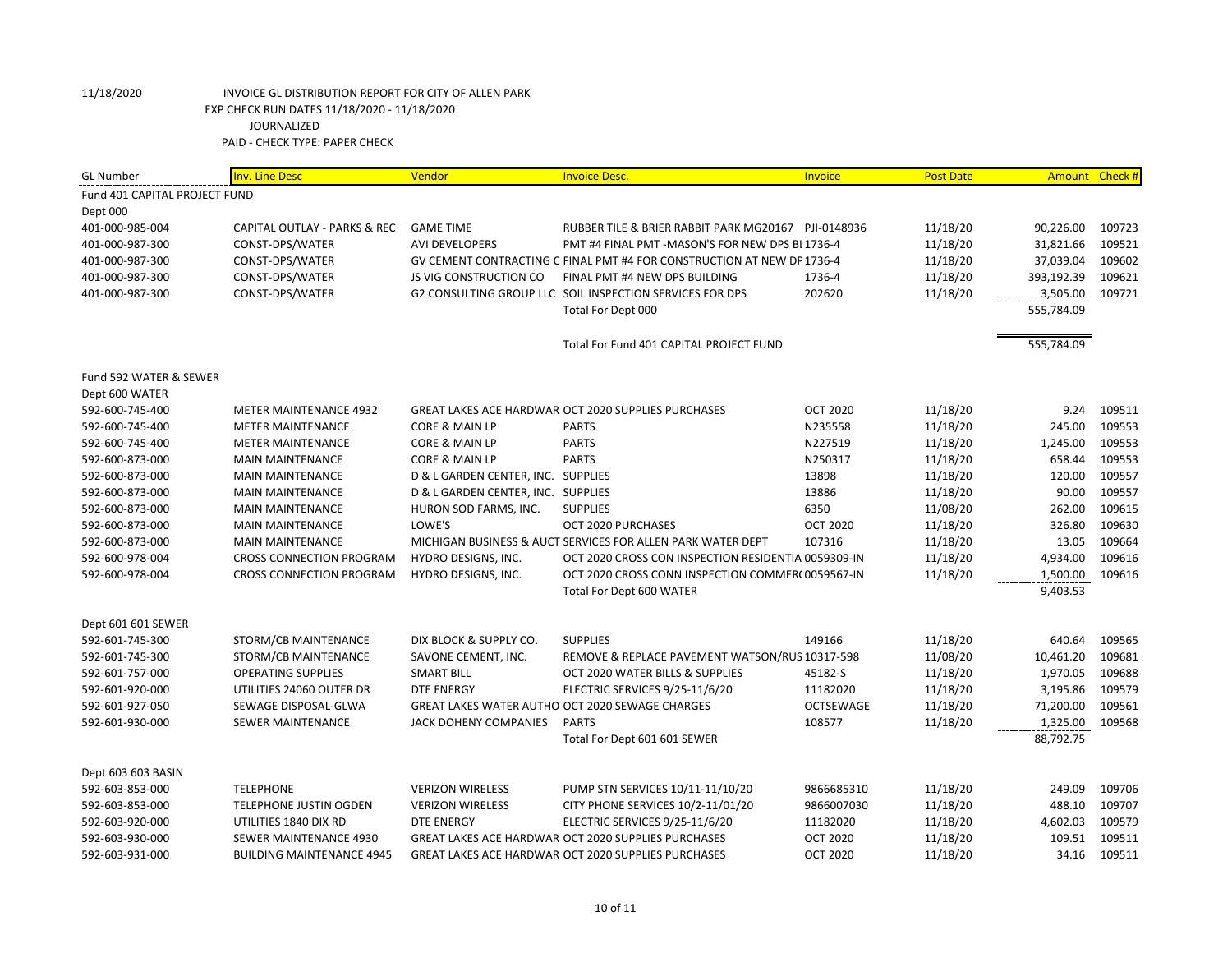11/18/2020 INVOICE GL DISTRIBUTION REPORT FOR CITY OF ALLEN PARK
EXP CHECK RUN DATES 11/18/2020 - 11/18/2020
JOURNALIZED
PAID - CHECK TYPE: PAPER CHECK

| GL Number | Inv. Line Desc | Vendor | Invoice Desc. | Invoice | Post Date | Amount | Check # |
|---|---|---|---|---|---|---|---|
| Fund 401 CAPITAL PROJECT FUND | | | | | | | |
| Dept 000 | | | | | | | |
| 401-000-985-004 | CAPITAL OUTLAY - PARKS & REC | GAME TIME | RUBBER TILE & BRIER RABBIT PARK MG20167 | PJI-0148936 | 11/18/20 | 90,226.00 | 109723 |
| 401-000-987-300 | CONST-DPS/WATER | AVI DEVELOPERS | PMT #4 FINAL PMT -MASON'S FOR NEW DPS BI | 1736-4 | 11/18/20 | 31,821.66 | 109521 |
| 401-000-987-300 | CONST-DPS/WATER | GV CEMENT CONTRACTING C | FINAL PMT #4 FOR CONSTRUCTION AT NEW DI | 1736-4 | 11/18/20 | 37,039.04 | 109602 |
| 401-000-987-300 | CONST-DPS/WATER | JS VIG CONSTRUCTION CO | FINAL PMT #4 NEW DPS BUILDING | 1736-4 | 11/18/20 | 393,192.39 | 109621 |
| 401-000-987-300 | CONST-DPS/WATER | G2 CONSULTING GROUP LLC | SOIL INSPECTION SERVICES FOR DPS | 202620 | 11/18/20 | 3,505.00 | 109721 |
| | | | Total For Dept 000 | | | 555,784.09 | |
| | | | Total For Fund 401 CAPITAL PROJECT FUND | | | 555,784.09 | |
| Fund 592 WATER & SEWER | | | | | | | |
| Dept 600 WATER | | | | | | | |
| 592-600-745-400 | METER MAINTENANCE 4932 | GREAT LAKES ACE HARDWAR | OCT 2020 SUPPLIES PURCHASES | OCT 2020 | 11/18/20 | 9.24 | 109511 |
| 592-600-745-400 | METER MAINTENANCE | CORE & MAIN LP | PARTS | N235558 | 11/18/20 | 245.00 | 109553 |
| 592-600-745-400 | METER MAINTENANCE | CORE & MAIN LP | PARTS | N227519 | 11/18/20 | 1,245.00 | 109553 |
| 592-600-873-000 | MAIN MAINTENANCE | CORE & MAIN LP | PARTS | N250317 | 11/18/20 | 658.44 | 109553 |
| 592-600-873-000 | MAIN MAINTENANCE | D & L GARDEN CENTER, INC. | SUPPLIES | 13898 | 11/18/20 | 120.00 | 109557 |
| 592-600-873-000 | MAIN MAINTENANCE | D & L GARDEN CENTER, INC. | SUPPLIES | 13886 | 11/18/20 | 90.00 | 109557 |
| 592-600-873-000 | MAIN MAINTENANCE | HURON SOD FARMS, INC. | SUPPLIES | 6350 | 11/08/20 | 262.00 | 109615 |
| 592-600-873-000 | MAIN MAINTENANCE | LOWE'S | OCT 2020 PURCHASES | OCT 2020 | 11/18/20 | 326.80 | 109630 |
| 592-600-873-000 | MAIN MAINTENANCE | MICHIGAN BUSINESS & AUCT | SERVICES FOR ALLEN PARK WATER DEPT | 107316 | 11/18/20 | 13.05 | 109664 |
| 592-600-978-004 | CROSS CONNECTION PROGRAM | HYDRO DESIGNS, INC. | OCT 2020 CROSS CON INSPECTION RESIDENTIA | 0059309-IN | 11/18/20 | 4,934.00 | 109616 |
| 592-600-978-004 | CROSS CONNECTION PROGRAM | HYDRO DESIGNS, INC. | OCT 2020 CROSS CONN INSPECTION COMMER( | 0059567-IN | 11/18/20 | 1,500.00 | 109616 |
| | | | Total For Dept 600 WATER | | | 9,403.53 | |
| Dept 601 601 SEWER | | | | | | | |
| 592-601-745-300 | STORM/CB MAINTENANCE | DIX BLOCK & SUPPLY CO. | SUPPLIES | 149166 | 11/18/20 | 640.64 | 109565 |
| 592-601-745-300 | STORM/CB MAINTENANCE | SAVONE CEMENT, INC. | REMOVE & REPLACE PAVEMENT WATSON/RUS | 10317-598 | 11/08/20 | 10,461.20 | 109681 |
| 592-601-757-000 | OPERATING SUPPLIES | SMART BILL | OCT 2020 WATER BILLS & SUPPLIES | 45182-S | 11/18/20 | 1,970.05 | 109688 |
| 592-601-920-000 | UTILITIES 24060 OUTER DR | DTE ENERGY | ELECTRIC SERVICES 9/25-11/6/20 | 11182020 | 11/18/20 | 3,195.86 | 109579 |
| 592-601-927-050 | SEWAGE DISPOSAL-GLWA | GREAT LAKES WATER AUTHO | OCT 2020 SEWAGE CHARGES | OCTSEWAGE | 11/18/20 | 71,200.00 | 109561 |
| 592-601-930-000 | SEWER MAINTENANCE | JACK DOHENY COMPANIES | PARTS | 108577 | 11/18/20 | 1,325.00 | 109568 |
| | | | Total For Dept 601 601 SEWER | | | 88,792.75 | |
| Dept 603 603 BASIN | | | | | | | |
| 592-603-853-000 | TELEPHONE | VERIZON WIRELESS | PUMP STN SERVICES 10/11-11/10/20 | 9866685310 | 11/18/20 | 249.09 | 109706 |
| 592-603-853-000 | TELEPHONE JUSTIN OGDEN | VERIZON WIRELESS | CITY PHONE SERVICES 10/2-11/01/20 | 9866007030 | 11/18/20 | 488.10 | 109707 |
| 592-603-920-000 | UTILITIES 1840 DIX RD | DTE ENERGY | ELECTRIC SERVICES 9/25-11/6/20 | 11182020 | 11/18/20 | 4,602.03 | 109579 |
| 592-603-930-000 | SEWER MAINTENANCE 4930 | GREAT LAKES ACE HARDWAR | OCT 2020 SUPPLIES PURCHASES | OCT 2020 | 11/18/20 | 109.51 | 109511 |
| 592-603-931-000 | BUILDING MAINTENANCE 4945 | GREAT LAKES ACE HARDWAR | OCT 2020 SUPPLIES PURCHASES | OCT 2020 | 11/18/20 | 34.16 | 109511 |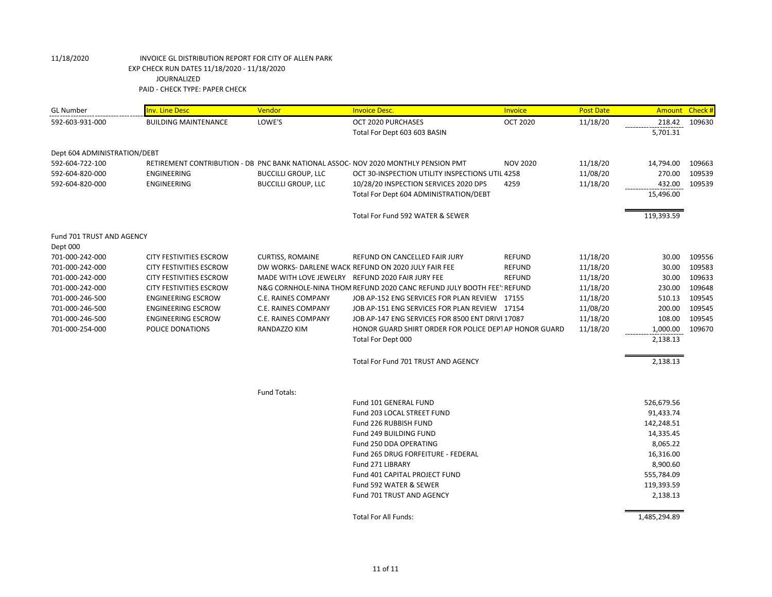11/18/2020 INVOICE GL DISTRIBUTION REPORT FOR CITY OF ALLEN PARK
EXP CHECK RUN DATES 11/18/2020 - 11/18/2020
JOURNALIZED
PAID - CHECK TYPE: PAPER CHECK

| GL Number | Inv. Line Desc | Vendor | Invoice Desc. | Invoice | Post Date | Amount | Check # |
|---|---|---|---|---|---|---|---|
| 592-603-931-000 | BUILDING MAINTENANCE | LOWE'S | OCT 2020 PURCHASES | OCT 2020 | 11/18/20 | 218.42 | 109630 |
| | | | Total For Dept 603 603 BASIN | | | 5,701.31 | |
| Dept 604 ADMINISTRATION/DEBT | | | | | | | |
| 592-604-722-100 | RETIREMENT CONTRIBUTION - DB | PNC BANK NATIONAL ASSOC- | NOV 2020 MONTHLY PENSION PMT | NOV 2020 | 11/18/20 | 14,794.00 | 109663 |
| 592-604-820-000 | ENGINEERING | BUCCILLI GROUP, LLC | OCT 30-INSPECTION UTILITY INSPECTIONS UTIL | 4258 | 11/08/20 | 270.00 | 109539 |
| 592-604-820-000 | ENGINEERING | BUCCILLI GROUP, LLC | 10/28/20 INSPECTION SERVICES 2020 DPS | 4259 | 11/18/20 | 432.00 | 109539 |
| | | | Total For Dept 604 ADMINISTRATION/DEBT | | | 15,496.00 | |
| | | | Total For Fund 592 WATER & SEWER | | | 119,393.59 | |
| Fund 701 TRUST AND AGENCY | | | | | | | |
| Dept 000 | | | | | | | |
| 701-000-242-000 | CITY FESTIVITIES ESCROW | CURTISS, ROMAINE | REFUND ON CANCELLED FAIR JURY | REFUND | 11/18/20 | 30.00 | 109556 |
| 701-000-242-000 | CITY FESTIVITIES ESCROW | DW WORKS- DARLENE WACK | REFUND ON 2020 JULY FAIR FEE | REFUND | 11/18/20 | 30.00 | 109583 |
| 701-000-242-000 | CITY FESTIVITIES ESCROW | MADE WITH LOVE JEWELRY | REFUND 2020 FAIR JURY FEE | REFUND | 11/18/20 | 30.00 | 109633 |
| 701-000-242-000 | CITY FESTIVITIES ESCROW | N&G CORNHOLE-NINA THOM | REFUND 2020 CANC REFUND JULY BOOTH FEE' | REFUND | 11/18/20 | 230.00 | 109648 |
| 701-000-246-500 | ENGINEERING ESCROW | C.E. RAINES COMPANY | JOB AP-152 ENG SERVICES FOR PLAN REVIEW | 17155 | 11/18/20 | 510.13 | 109545 |
| 701-000-246-500 | ENGINEERING ESCROW | C.E. RAINES COMPANY | JOB AP-151 ENG SERVICES FOR PLAN REVIEW | 17154 | 11/08/20 | 200.00 | 109545 |
| 701-000-246-500 | ENGINEERING ESCROW | C.E. RAINES COMPANY | JOB AP-147 ENG SERVICES FOR 8500 ENT DRIVI | 17087 | 11/18/20 | 108.00 | 109545 |
| 701-000-254-000 | POLICE DONATIONS | RANDAZZO KIM | HONOR GUARD SHIRT ORDER FOR POLICE DEPT | AP HONOR GUARD | 11/18/20 | 1,000.00 | 109670 |
| | | | Total For Dept 000 | | | 2,138.13 | |
| | | | Total For Fund 701 TRUST AND AGENCY | | | 2,138.13 | |

Fund Totals:

| | |
|---|---|
| Fund 101 GENERAL FUND | 526,679.56 |
| Fund 203 LOCAL STREET FUND | 91,433.74 |
| Fund 226 RUBBISH FUND | 142,248.51 |
| Fund 249 BUILDING FUND | 14,335.45 |
| Fund 250 DDA OPERATING | 8,065.22 |
| Fund 265 DRUG FORFEITURE - FEDERAL | 16,316.00 |
| Fund 271 LIBRARY | 8,900.60 |
| Fund 401 CAPITAL PROJECT FUND | 555,784.09 |
| Fund 592 WATER & SEWER | 119,393.59 |
| Fund 701 TRUST AND AGENCY | 2,138.13 |
| Total For All Funds: | 1,485,294.89 |